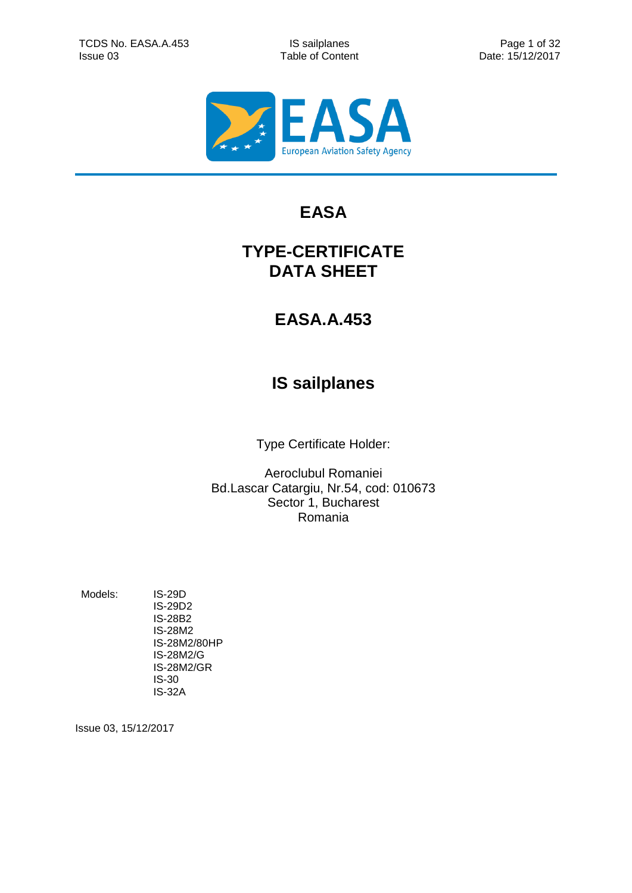# EASA

# TYPE-CERTIFICATE DATA SHEET

# EASA.A.453

# IS sailplanes

Type Certificate Holder:

Aeroclubul Romaniei
Bd.Lascar Catargiu, Nr.54, cod: 010673
Sector 1, Bucharest
Romania

Models:
- IS-29D
- IS-29D2
- IS-28B2
- IS-28M2
- IS-28M2/80HP
- IS-28M2/G
- IS-28M2/GR
- IS-30
- IS-32A

Issue 03, 15/12/2017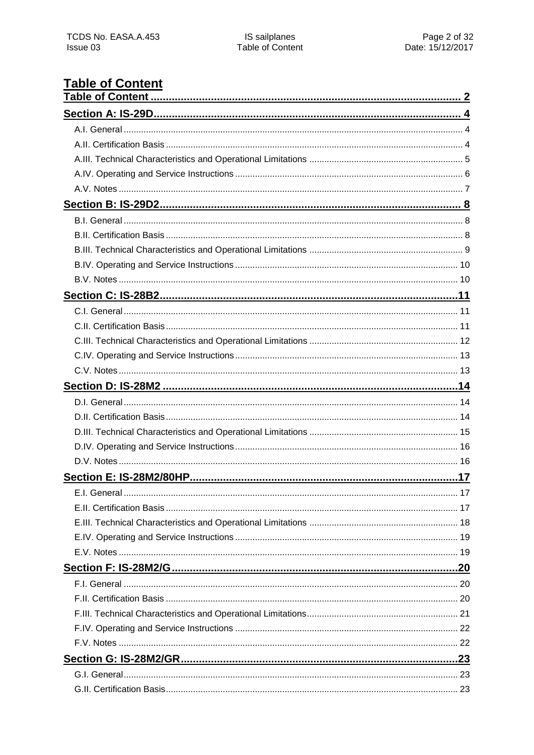# Table of Content

**Table of Content ........................................................................................................ 2**

**Section A: IS-29D ....................................................................................................... 4**

A.I. General ........................................................................................................................ 4
A.II. Certification Basis ....................................................................................................... 4
A.III. Technical Characteristics and Operational Limitations .............................................. 5
A.IV. Operating and Service Instructions ............................................................................ 6
A.V. Notes .......................................................................................................................... 7

**Section B: IS-29D2 ...................................................................................................... 8**

B.I. General ........................................................................................................................ 8
B.II. Certification Basis ....................................................................................................... 8
B.III. Technical Characteristics and Operational Limitations .............................................. 9
B.IV. Operating and Service Instructions .......................................................................... 10
B.V. Notes ........................................................................................................................ 10

**Section C: IS-28B2 ..................................................................................................... 11**

C.I. General ...................................................................................................................... 11
C.II. Certification Basis ..................................................................................................... 11
C.III. Technical Characteristics and Operational Limitations ............................................ 12
C.IV. Operating and Service Instructions .......................................................................... 13
C.V. Notes ........................................................................................................................ 13

**Section D: IS-28M2 .................................................................................................... 14**

D.I. General ...................................................................................................................... 14
D.II. Certification Basis ..................................................................................................... 14
D.III. Technical Characteristics and Operational Limitations ............................................ 15
D.IV. Operating and Service Instructions .......................................................................... 16
D.V. Notes ........................................................................................................................ 16

**Section E: IS-28M2/80HP ........................................................................................... 17**

E.I. General ...................................................................................................................... 17
E.II. Certification Basis ..................................................................................................... 17
E.III. Technical Characteristics and Operational Limitations ............................................ 18
E.IV. Operating and Service Instructions .......................................................................... 19
E.V. Notes ........................................................................................................................ 19

**Section F: IS-28M2/G ................................................................................................. 20**

F.I. General ...................................................................................................................... 20
F.II. Certification Basis ..................................................................................................... 20
F.III. Technical Characteristics and Operational Limitations ............................................ 21
F.IV. Operating and Service Instructions .......................................................................... 22
F.V. Notes ........................................................................................................................ 22

**Section G: IS-28M2/GR .............................................................................................. 23**

G.I. General ...................................................................................................................... 23
G.II. Certification Basis ..................................................................................................... 23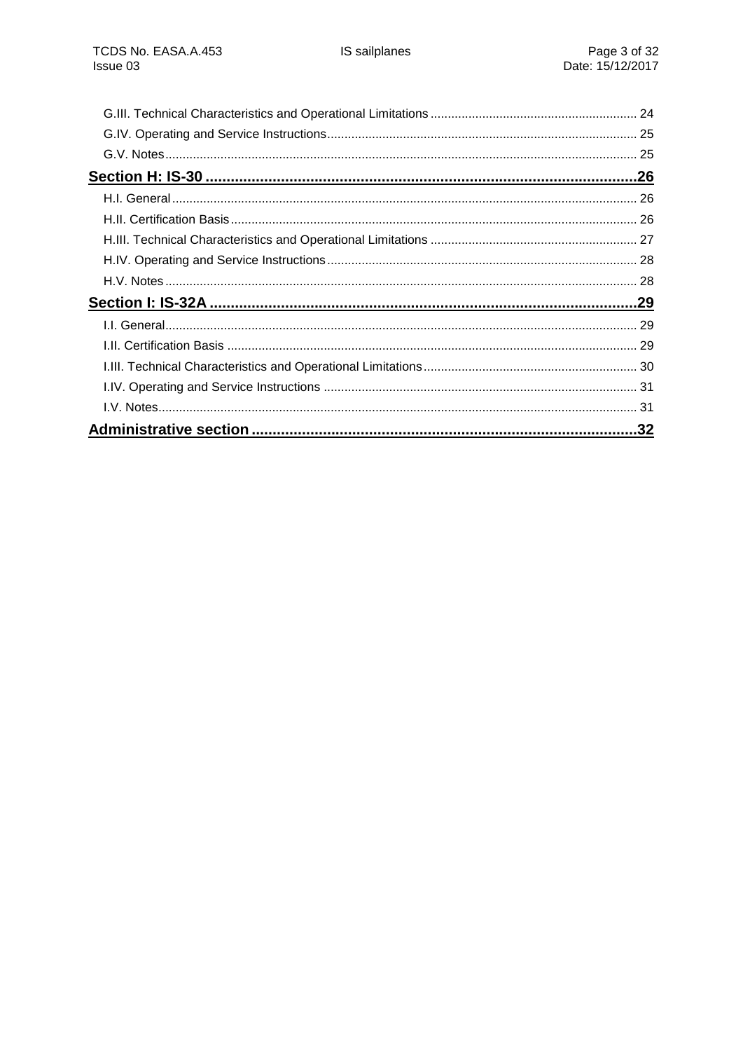G.III. Technical Characteristics and Operational Limitations ........ 24
G.IV. Operating and Service Instructions ........ 25
G.V. Notes ........ 25

**Section H: IS-30 ........ 26**

H.I. General ........ 26
H.II. Certification Basis ........ 26
H.III. Technical Characteristics and Operational Limitations ........ 27
H.IV. Operating and Service Instructions ........ 28
H.V. Notes ........ 28

**Section I: IS-32A ........ 29**

I.I. General ........ 29
I.II. Certification Basis ........ 29
I.III. Technical Characteristics and Operational Limitations ........ 30
I.IV. Operating and Service Instructions ........ 31
I.V. Notes ........ 31

**Administrative section ........ 32**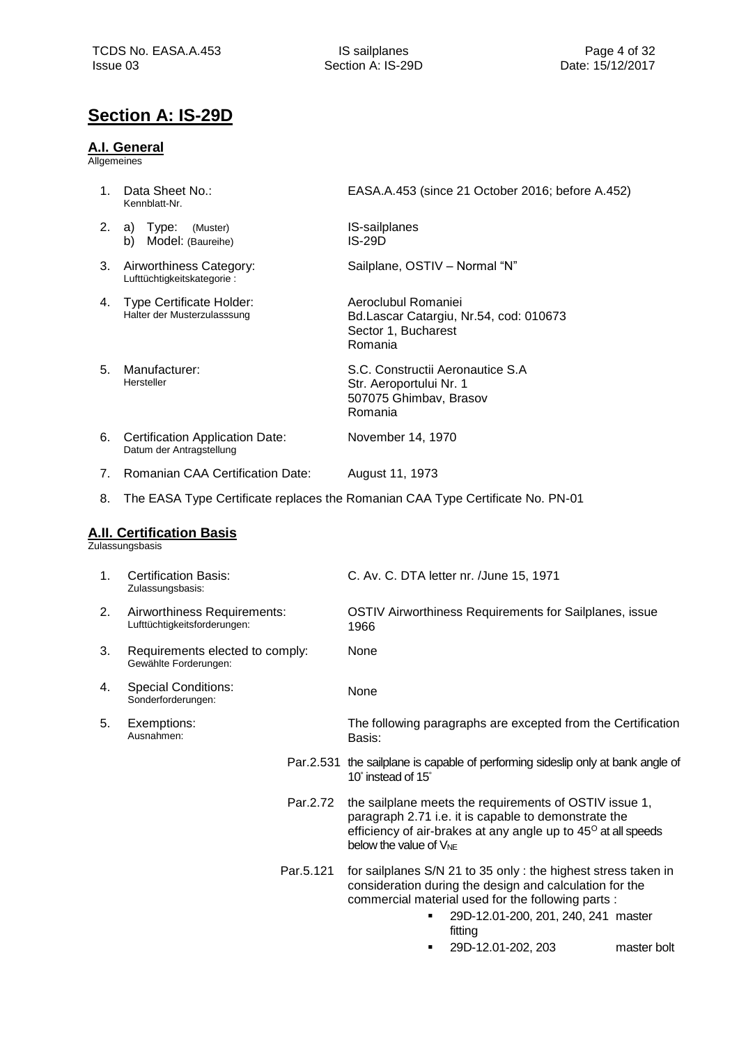# Section A: IS-29D

## A.I. General

Allgemeines

1. Data Sheet No.: Kennblatt-Nr. — EASA.A.453 (since 21 October 2016; before A.452)
2. a) Type: (Muster) — IS-sailplanes
   b) Model: (Baureihe) — IS-29D
3. Airworthiness Category: Lufttüchtigkeitskategorie : — Sailplane, OSTIV – Normal "N"
4. Type Certificate Holder: Halter der Musterzulasssung — Aeroclubul Romaniei, Bd.Lascar Catargiu, Nr.54, cod: 010673, Sector 1, Bucharest, Romania
5. Manufacturer: Hersteller — S.C. Constructii Aeronautice S.A, Str. Aeroportului Nr. 1, 507075 Ghimbav, Brasov, Romania
6. Certification Application Date: Datum der Antragstellung — November 14, 1970
7. Romanian CAA Certification Date: — August 11, 1973
8. The EASA Type Certificate replaces the Romanian CAA Type Certificate No. PN-01

## A.II. Certification Basis

Zulassungsbasis

1. Certification Basis: Zulassungsbasis: — C. Av. C. DTA letter nr. /June 15, 1971
2. Airworthiness Requirements: Lufttüchtigkeitsforderungen: — OSTIV Airworthiness Requirements for Sailplanes, issue 1966
3. Requirements elected to comply: Gewählte Forderungen: — None
4. Special Conditions: Sonderforderungen: — None
5. Exemptions: Ausnahmen: — The following paragraphs are excepted from the Certification Basis:

   Par.2.531 the sailplane is capable of performing sideslip only at bank angle of 10° instead of 15°

   Par.2.72 the sailplane meets the requirements of OSTIV issue 1, paragraph 2.71 i.e. it is capable to demonstrate the efficiency of air-brakes at any angle up to 45° at all speeds below the value of $V_{NE}$

   Par.5.121 for sailplanes S/N 21 to 35 only : the highest stress taken in consideration during the design and calculation for the commercial material used for the following parts :

   - 29D-12.01-200, 201, 240, 241 master fitting
   - 29D-12.01-202, 203 master bolt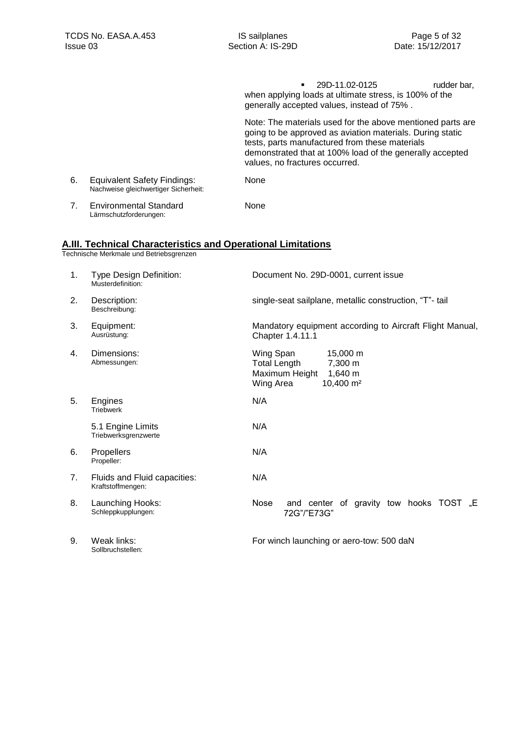- 29D-11.02-0125 rudder bar,

when applying loads at ultimate stress, is 100% of the generally accepted values, instead of 75% .

Note: The materials used for the above mentioned parts are going to be approved as aviation materials. During static tests, parts manufactured from these materials demonstrated that at 100% load of the generally accepted values, no fractures occurred.

| | | |
|---|---|---|
| 6. | Equivalent Safety Findings: Nachweise gleichwertiger Sicherheit: | None |
| 7. | Environmental Standard Lärmschutzforderungen: | None |

## A.III. Technical Characteristics and Operational Limitations

Technische Merkmale und Betriebsgrenzen

| | | |
|---|---|---|
| 1. | Type Design Definition: Musterdefinition: | Document No. 29D-0001, current issue |
| 2. | Description: Beschreibung: | single-seat sailplane, metallic construction, "T"- tail |
| 3. | Equipment: Ausrüstung: | Mandatory equipment according to Aircraft Flight Manual, Chapter 1.4.11.1 |
| 4. | Dimensions: Abmessungen: | Wing Span 15,000 m<br>Total Length 7,300 m<br>Maximum Height 1,640 m<br>Wing Area 10,400 m² |
| 5. | Engines Triebwerk | N/A |
| | 5.1 Engine Limits Triebwerksgrenzwerte | N/A |
| 6. | Propellers Propeller: | N/A |
| 7. | Fluids and Fluid capacities: Kraftstoffmengen: | N/A |
| 8. | Launching Hooks: Schleppkupplungen: | Nose and center of gravity tow hooks TOST „E 72G"/"E73G" |
| 9. | Weak links: Sollbruchstellen: | For winch launching or aero-tow: 500 daN |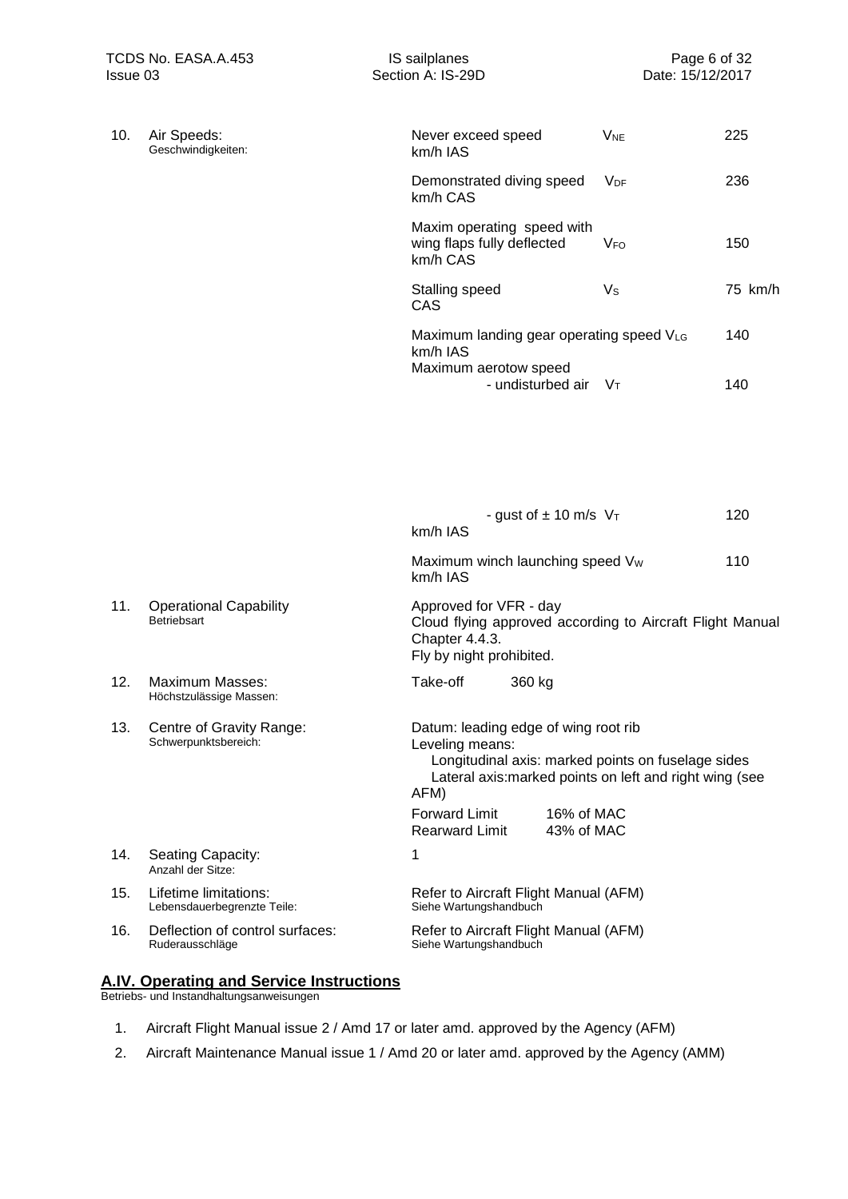| | | | | |
|---|---|---|---|---|
| 10. | Air Speeds:<br>Geschwindigkeiten: | Never exceed speed km/h IAS | $V_{NE}$ | 225 |
| | | Demonstrated diving speed km/h CAS | $V_{DF}$ | 236 |
| | | Maxim operating speed with wing flaps fully deflected km/h CAS | $V_{FO}$ | 150 |
| | | Stalling speed CAS | $V_S$ | 75 km/h |
| | | Maximum landing gear operating speed km/h IAS | $V_{LG}$ | 140 |
| | | Maximum aerotow speed - undisturbed air | $V_T$ | 140 |
| | | - gust of ± 10 m/s km/h IAS | $V_T$ | 120 |
| | | Maximum winch launching speed km/h IAS | $V_W$ | 110 |
| 11. | Operational Capability<br>Betriebsart | Approved for VFR - day<br>Cloud flying approved according to Aircraft Flight Manual Chapter 4.4.3.<br>Fly by night prohibited. | | |
| 12. | Maximum Masses:<br>Höchstzulässige Massen: | Take-off 360 kg | | |
| 13. | Centre of Gravity Range:<br>Schwerpunktsbereich: | Datum: leading edge of wing root rib<br>Leveling means:<br>Longitudinal axis: marked points on fuselage sides<br>Lateral axis:marked points on left and right wing (see AFM)<br>Forward Limit 16% of MAC<br>Rearward Limit 43% of MAC | | |
| 14. | Seating Capacity:<br>Anzahl der Sitze: | 1 | | |
| 15. | Lifetime limitations:<br>Lebensdauerbegrenzte Teile: | Refer to Aircraft Flight Manual (AFM)<br>Siehe Wartungshandbuch | | |
| 16. | Deflection of control surfaces:<br>Ruderausschläge | Refer to Aircraft Flight Manual (AFM)<br>Siehe Wartungshandbuch | | |

## A.IV. Operating and Service Instructions

Betriebs- und Instandhaltungsanweisungen

1. Aircraft Flight Manual issue 2 / Amd 17 or later amd. approved by the Agency (AFM)
2. Aircraft Maintenance Manual issue 1 / Amd 20 or later amd. approved by the Agency (AMM)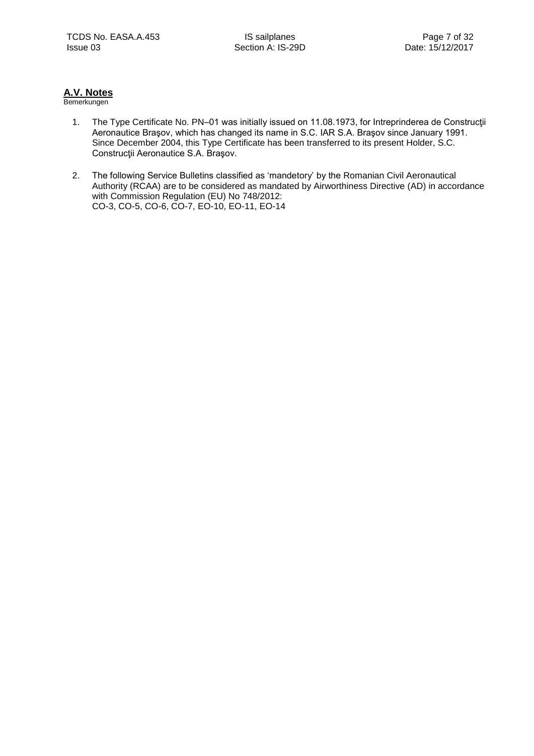## A.V. Notes

Bemerkungen

1. The Type Certificate No. PN–01 was initially issued on 11.08.1973, for Intreprinderea de Construcţii Aeronautice Braşov, which has changed its name in S.C. IAR S.A. Braşov since January 1991. Since December 2004, this Type Certificate has been transferred to its present Holder, S.C. Construcţii Aeronautice S.A. Braşov.

2. The following Service Bulletins classified as 'mandetory' by the Romanian Civil Aeronautical Authority (RCAA) are to be considered as mandated by Airworthiness Directive (AD) in accordance with Commission Regulation (EU) No 748/2012:
   CO-3, CO-5, CO-6, CO-7, EO-10, EO-11, EO-14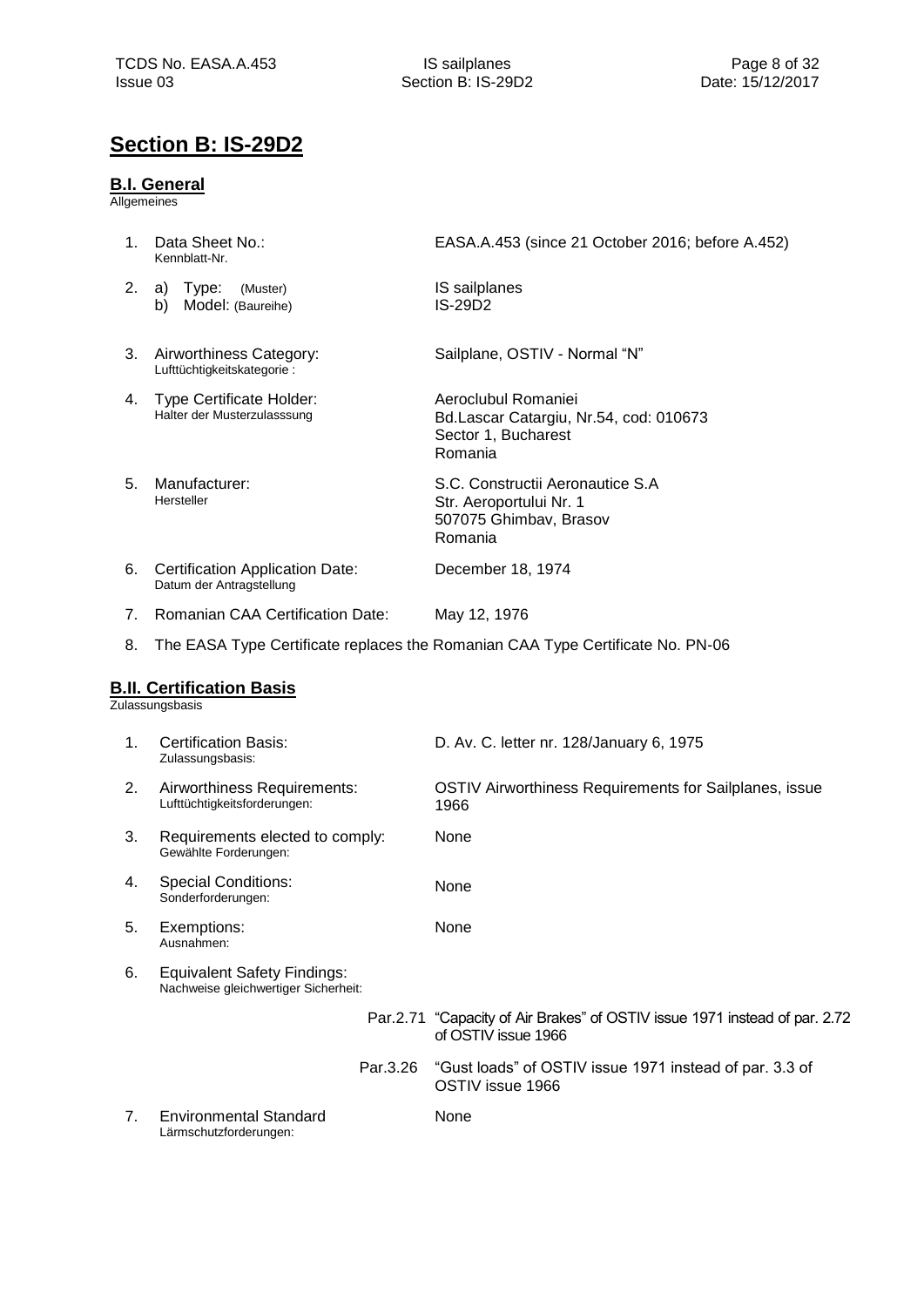## Section B: IS-29D2

### B.I. General

Allgemeines

1. Data Sheet No.: EASA.A.453 (since 21 October 2016; before A.452)
   Kennblatt-Nr.

2. a) Type: (Muster) IS sailplanes
   b) Model: (Baureihe) IS-29D2

3. Airworthiness Category: Sailplane, OSTIV - Normal "N"
   Lufttüchtigkeitskategorie :

4. Type Certificate Holder: Aeroclubul Romaniei
   Halter der Musterzulasssung
   Bd.Lascar Catargiu, Nr.54, cod: 010673
   Sector 1, Bucharest
   Romania

5. Manufacturer: S.C. Constructii Aeronautice S.A
   Hersteller
   Str. Aeroportului Nr. 1
   507075 Ghimbav, Brasov
   Romania

6. Certification Application Date: December 18, 1974
   Datum der Antragstellung

7. Romanian CAA Certification Date: May 12, 1976

8. The EASA Type Certificate replaces the Romanian CAA Type Certificate No. PN-06

### B.II. Certification Basis

Zulassungsbasis

1. Certification Basis: D. Av. C. letter nr. 128/January 6, 1975
   Zulassungsbasis:

2. Airworthiness Requirements: OSTIV Airworthiness Requirements for Sailplanes, issue 1966
   Lufttüchtigkeitsforderungen:

3. Requirements elected to comply: None
   Gewählte Forderungen:

4. Special Conditions: None
   Sonderforderungen:

5. Exemptions: None
   Ausnahmen:

6. Equivalent Safety Findings:
   Nachweise gleichwertiger Sicherheit:

   Par.2.71 "Capacity of Air Brakes" of OSTIV issue 1971 instead of par. 2.72 of OSTIV issue 1966

   Par.3.26 "Gust loads" of OSTIV issue 1971 instead of par. 3.3 of OSTIV issue 1966

7. Environmental Standard None
   Lärmschutzforderungen: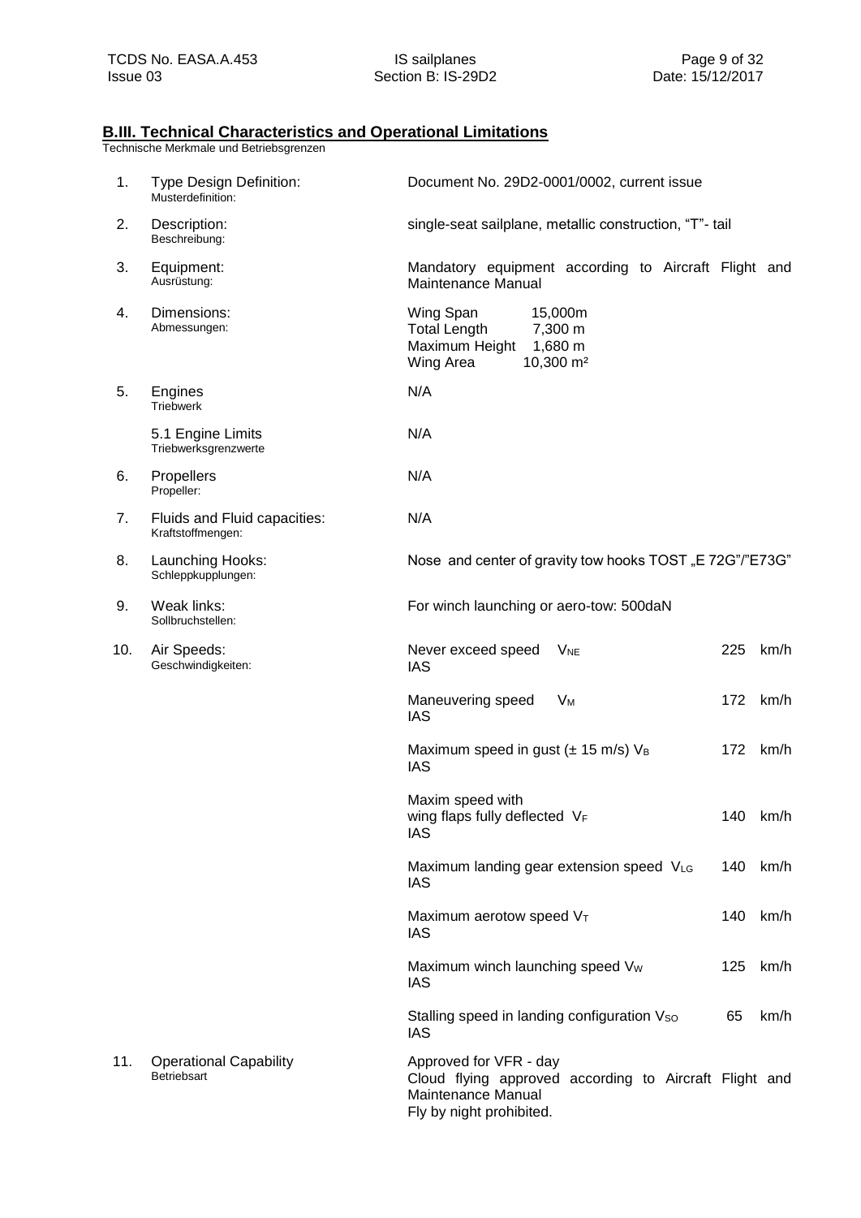## B.III. Technical Characteristics and Operational Limitations

Technische Merkmale und Betriebsgrenzen

| | | |
|---|---|---|
| 1. | Type Design Definition:<br>Musterdefinition: | Document No. 29D2-0001/0002, current issue |
| 2. | Description:<br>Beschreibung: | single-seat sailplane, metallic construction, "T"- tail |
| 3. | Equipment:<br>Ausrüstung: | Mandatory equipment according to Aircraft Flight and Maintenance Manual |
| 4. | Dimensions:<br>Abmessungen: | Wing Span 15,000m<br>Total Length 7,300 m<br>Maximum Height 1,680 m<br>Wing Area 10,300 m² |
| 5. | Engines<br>Triebwerk | N/A |
| | 5.1 Engine Limits<br>Triebwerksgrenzwerte | N/A |
| 6. | Propellers<br>Propeller: | N/A |
| 7. | Fluids and Fluid capacities:<br>Kraftstoffmengen: | N/A |
| 8. | Launching Hooks:<br>Schleppkupplungen: | Nose and center of gravity tow hooks TOST „E 72G"/"E73G" |
| 9. | Weak links:<br>Sollbruchstellen: | For winch launching or aero-tow: 500daN |
| 10. | Air Speeds:<br>Geschwindigkeiten: | Never exceed speed $V_{NE}$ IAS — 225 km/h |
| | | Maneuvering speed $V_M$ IAS — 172 km/h |
| | | Maximum speed in gust (± 15 m/s) $V_B$ IAS — 172 km/h |
| | | Maxim speed with wing flaps fully deflected $V_F$ IAS — 140 km/h |
| | | Maximum landing gear extension speed $V_{LG}$ IAS — 140 km/h |
| | | Maximum aerotow speed $V_T$ IAS — 140 km/h |
| | | Maximum winch launching speed $V_W$ IAS — 125 km/h |
| | | Stalling speed in landing configuration $V_{SO}$ IAS — 65 km/h |
| 11. | Operational Capability<br>Betriebsart | Approved for VFR - day<br>Cloud flying approved according to Aircraft Flight and Maintenance Manual<br>Fly by night prohibited. |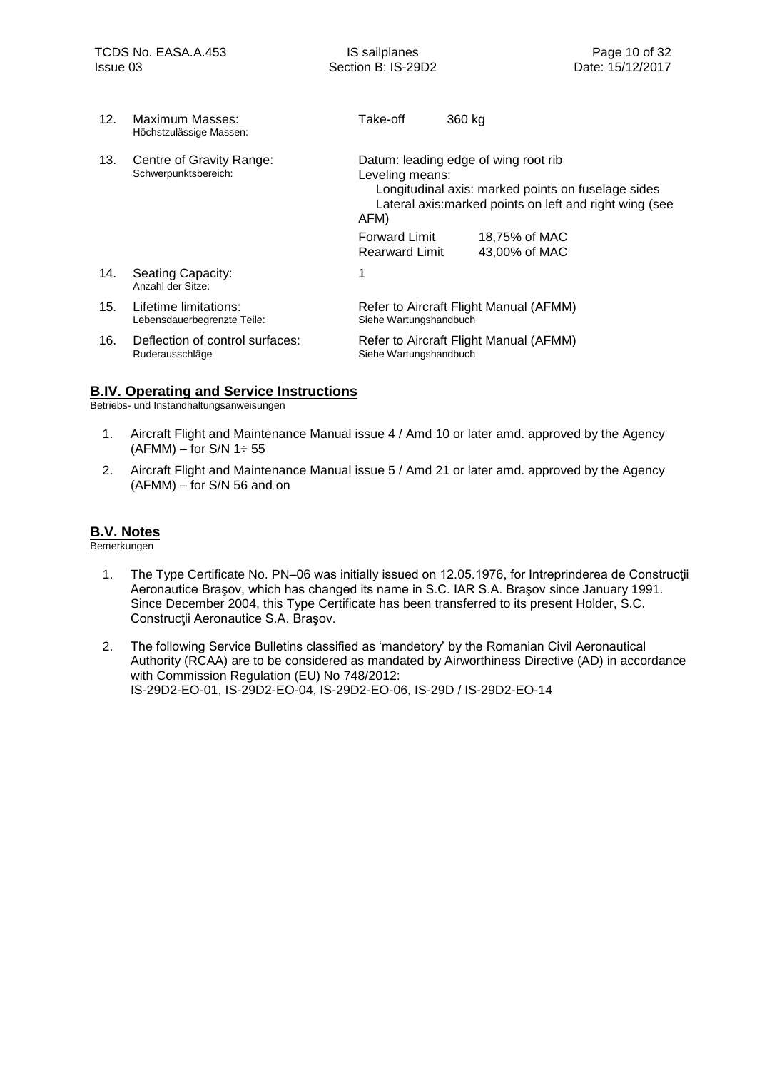| | | | |
|---|---|---|---|
| 12. | Maximum Masses:<br>Höchstzulässige Massen: | Take-off | 360 kg |
| 13. | Centre of Gravity Range:<br>Schwerpunktsbereich: | Datum: leading edge of wing root rib<br>Leveling means:<br>Longitudinal axis: marked points on fuselage sides<br>Lateral axis:marked points on left and right wing (see AFM) | |
| | | Forward Limit<br>Rearward Limit | 18,75% of MAC<br>43,00% of MAC |
| 14. | Seating Capacity:<br>Anzahl der Sitze: | 1 | |
| 15. | Lifetime limitations:<br>Lebensdauerbegrenzte Teile: | Refer to Aircraft Flight Manual (AFMM)<br>Siehe Wartungshandbuch | |
| 16. | Deflection of control surfaces:<br>Ruderausschläge | Refer to Aircraft Flight Manual (AFMM)<br>Siehe Wartungshandbuch | |

## B.IV. Operating and Service Instructions

Betriebs- und Instandhaltungsanweisungen

1. Aircraft Flight and Maintenance Manual issue 4 / Amd 10 or later amd. approved by the Agency (AFMM) – for S/N 1÷ 55
2. Aircraft Flight and Maintenance Manual issue 5 / Amd 21 or later amd. approved by the Agency (AFMM) – for S/N 56 and on

## B.V. Notes

Bemerkungen

1. The Type Certificate No. PN–06 was initially issued on 12.05.1976, for Intreprinderea de Construcţii Aeronautice Braşov, which has changed its name in S.C. IAR S.A. Braşov since January 1991. Since December 2004, this Type Certificate has been transferred to its present Holder, S.C. Construcţii Aeronautice S.A. Braşov.
2. The following Service Bulletins classified as 'mandetory' by the Romanian Civil Aeronautical Authority (RCAA) are to be considered as mandated by Airworthiness Directive (AD) in accordance with Commission Regulation (EU) No 748/2012:
   IS-29D2-EO-01, IS-29D2-EO-04, IS-29D2-EO-06, IS-29D / IS-29D2-EO-14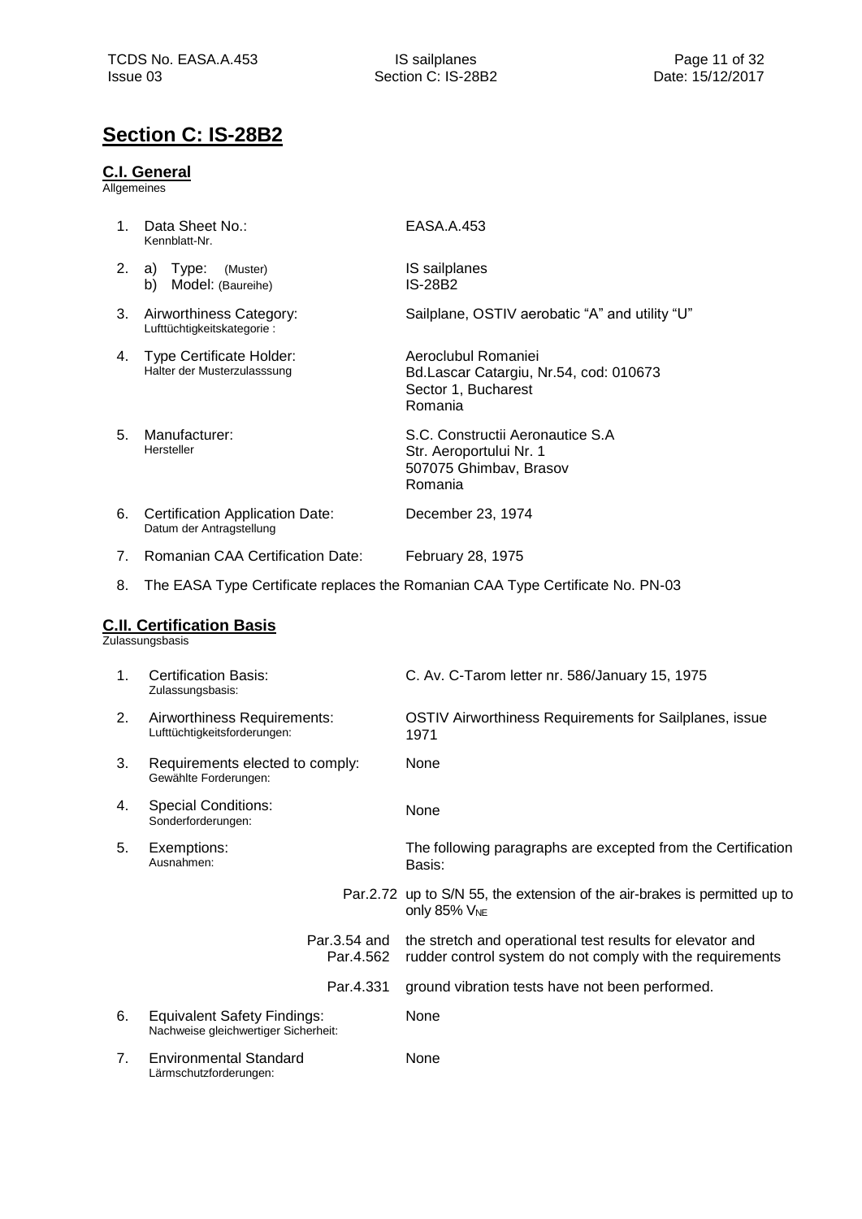# Section C: IS-28B2

## C.I. General

Allgemeines

1. Data Sheet No.: EASA.A.453
   Kennblatt-Nr.
2. a) Type: (Muster) IS sailplanes
   b) Model: (Baureihe) IS-28B2
3. Airworthiness Category: Sailplane, OSTIV aerobatic "A" and utility "U"
   Lufttüchtigkeitskategorie :
4. Type Certificate Holder: Aeroclubul Romaniei
   Halter der Musterzulasssung
   Bd.Lascar Catargiu, Nr.54, cod: 010673
   Sector 1, Bucharest
   Romania
5. Manufacturer: S.C. Constructii Aeronautice S.A
   Hersteller
   Str. Aeroportului Nr. 1
   507075 Ghimbav, Brasov
   Romania
6. Certification Application Date: December 23, 1974
   Datum der Antragstellung
7. Romanian CAA Certification Date: February 28, 1975
8. The EASA Type Certificate replaces the Romanian CAA Type Certificate No. PN-03

## C.II. Certification Basis

Zulassungsbasis

1. Certification Basis: C. Av. C-Tarom letter nr. 586/January 15, 1975
   Zulassungsbasis:
2. Airworthiness Requirements: OSTIV Airworthiness Requirements for Sailplanes, issue 1971
   Lufttüchtigkeitsforderungen:
3. Requirements elected to comply: None
   Gewählte Forderungen:
4. Special Conditions: None
   Sonderforderungen:
5. Exemptions: The following paragraphs are excepted from the Certification Basis:
   Ausnahmen:

   | | |
   |---|---|
   | Par.2.72 | up to S/N 55, the extension of the air-brakes is permitted up to only 85% $V_{NE}$ |
   | Par.3.54 and Par.4.562 | the stretch and operational test results for elevator and rudder control system do not comply with the requirements |
   | Par.4.331 | ground vibration tests have not been performed. |

6. Equivalent Safety Findings: None
   Nachweise gleichwertiger Sicherheit:
7. Environmental Standard None
   Lärmschutzforderungen: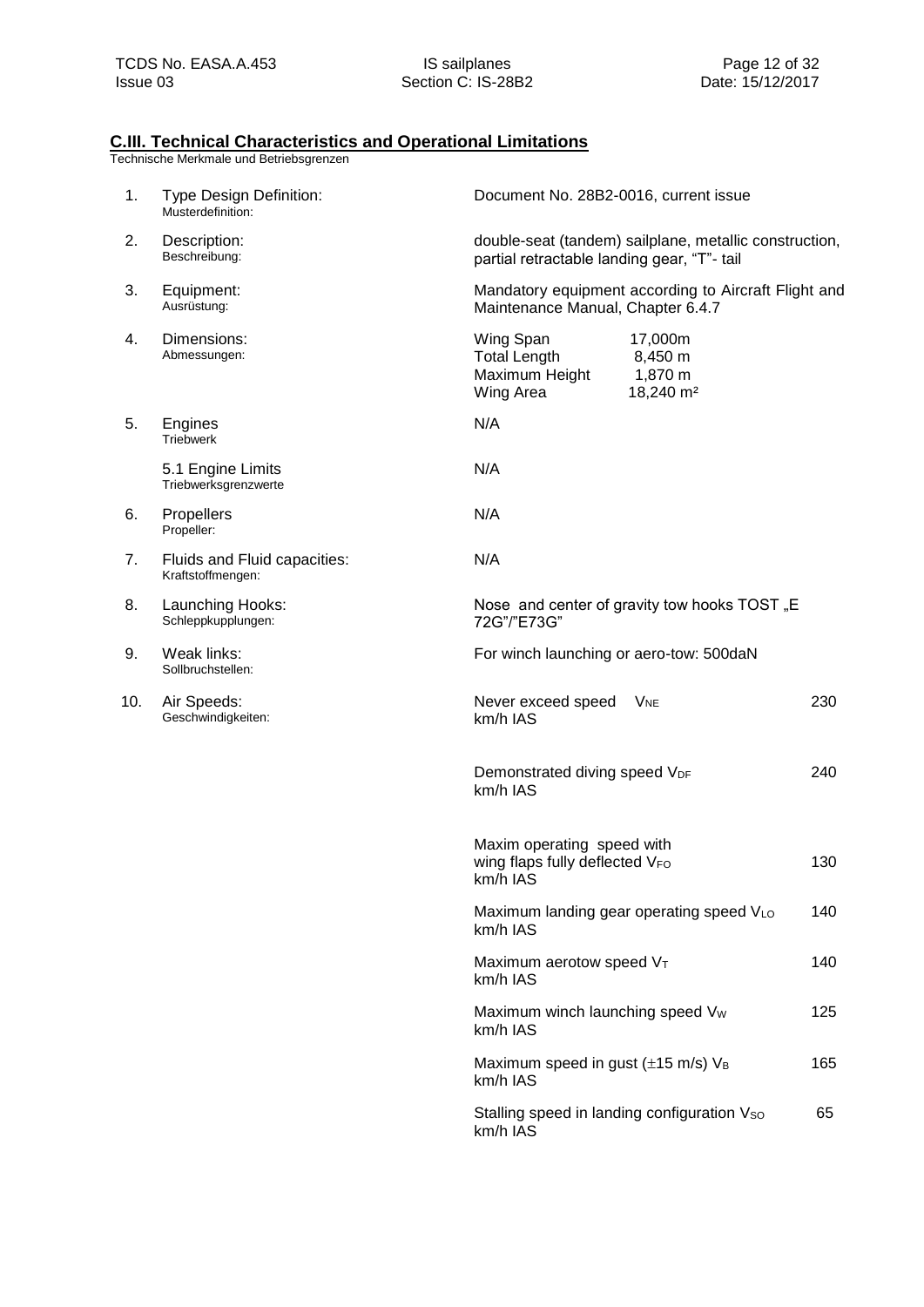## C.III. Technical Characteristics and Operational Limitations

Technische Merkmale und Betriebsgrenzen

| No. | Item | Value |
|---|---|---|
| 1. | Type Design Definition: Musterdefinition: | Document No. 28B2-0016, current issue |
| 2. | Description: Beschreibung: | double-seat (tandem) sailplane, metallic construction, partial retractable landing gear, "T"- tail |
| 3. | Equipment: Ausrüstung: | Mandatory equipment according to Aircraft Flight and Maintenance Manual, Chapter 6.4.7 |
| 4. | Dimensions: Abmessungen: | Wing Span 17,000m<br>Total Length 8,450 m<br>Maximum Height 1,870 m<br>Wing Area 18,240 m² |
| 5. | Engines Triebwerk | N/A |
| | 5.1 Engine Limits Triebwerksgrenzwerte | N/A |
| 6. | Propellers Propeller: | N/A |
| 7. | Fluids and Fluid capacities: Kraftstoffmengen: | N/A |
| 8. | Launching Hooks: Schleppkupplungen: | Nose and center of gravity tow hooks TOST „E 72G"/"E73G" |
| 9. | Weak links: Sollbruchstellen: | For winch launching or aero-tow: 500daN |
| 10. | Air Speeds: Geschwindigkeiten: | Never exceed speed $V_{NE}$ 230 km/h IAS |
| | | Demonstrated diving speed $V_{DF}$ 240 km/h IAS |
| | | Maxim operating speed with wing flaps fully deflected $V_{FO}$ 130 km/h IAS |
| | | Maximum landing gear operating speed $V_{LO}$ 140 km/h IAS |
| | | Maximum aerotow speed $V_T$ 140 km/h IAS |
| | | Maximum winch launching speed $V_W$ 125 km/h IAS |
| | | Maximum speed in gust (±15 m/s) $V_B$ 165 km/h IAS |
| | | Stalling speed in landing configuration $V_{SO}$ 65 km/h IAS |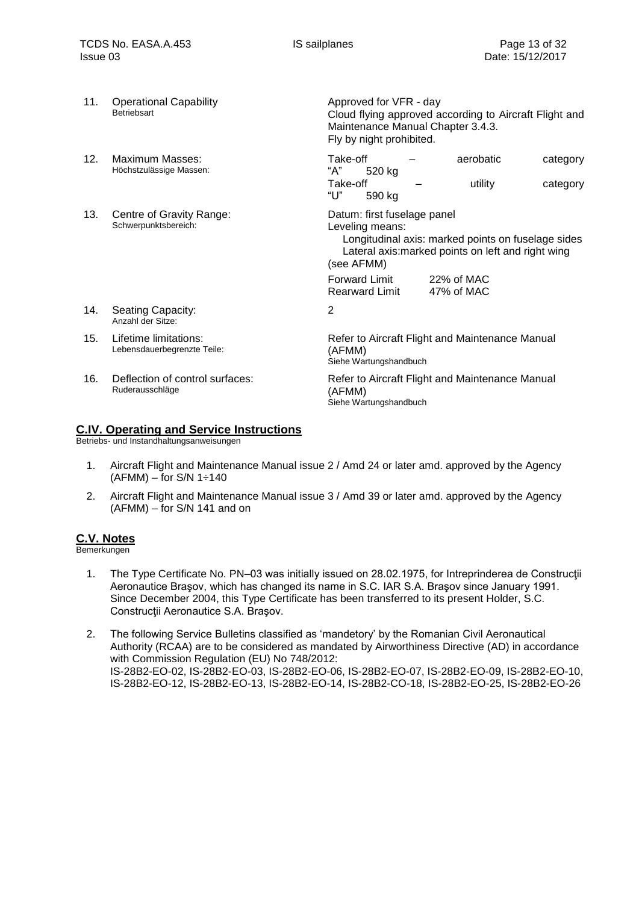| | | |
|---|---|---|
| 11. | Operational Capability<br>Betriebsart | Approved for VFR - day<br>Cloud flying approved according to Aircraft Flight and Maintenance Manual Chapter 3.4.3.<br>Fly by night prohibited. |
| 12. | Maximum Masses:<br>Höchstzulässige Massen: | Take-off – aerobatic category "A" 520 kg<br>Take-off – utility category "U" 590 kg |
| 13. | Centre of Gravity Range:<br>Schwerpunktsbereich: | Datum: first fuselage panel<br>Leveling means:<br>Longitudinal axis: marked points on fuselage sides<br>Lateral axis:marked points on left and right wing<br>(see AFMM)<br>Forward Limit 22% of MAC<br>Rearward Limit 47% of MAC |
| 14. | Seating Capacity:<br>Anzahl der Sitze: | 2 |
| 15. | Lifetime limitations:<br>Lebensdauerbegrenzte Teile: | Refer to Aircraft Flight and Maintenance Manual (AFMM)<br>Siehe Wartungshandbuch |
| 16. | Deflection of control surfaces:<br>Ruderausschläge | Refer to Aircraft Flight and Maintenance Manual (AFMM)<br>Siehe Wartungshandbuch |

## C.IV. Operating and Service Instructions

Betriebs- und Instandhaltungsanweisungen

1. Aircraft Flight and Maintenance Manual issue 2 / Amd 24 or later amd. approved by the Agency (AFMM) – for S/N 1÷140
2. Aircraft Flight and Maintenance Manual issue 3 / Amd 39 or later amd. approved by the Agency (AFMM) – for S/N 141 and on

## C.V. Notes

Bemerkungen

1. The Type Certificate No. PN–03 was initially issued on 28.02.1975, for Intreprinderea de Construcţii Aeronautice Braşov, which has changed its name in S.C. IAR S.A. Braşov since January 1991. Since December 2004, this Type Certificate has been transferred to its present Holder, S.C. Construcţii Aeronautice S.A. Braşov.
2. The following Service Bulletins classified as 'mandetory' by the Romanian Civil Aeronautical Authority (RCAA) are to be considered as mandated by Airworthiness Directive (AD) in accordance with Commission Regulation (EU) No 748/2012:
   IS-28B2-EO-02, IS-28B2-EO-03, IS-28B2-EO-06, IS-28B2-EO-07, IS-28B2-EO-09, IS-28B2-EO-10, IS-28B2-EO-12, IS-28B2-EO-13, IS-28B2-EO-14, IS-28B2-CO-18, IS-28B2-EO-25, IS-28B2-EO-26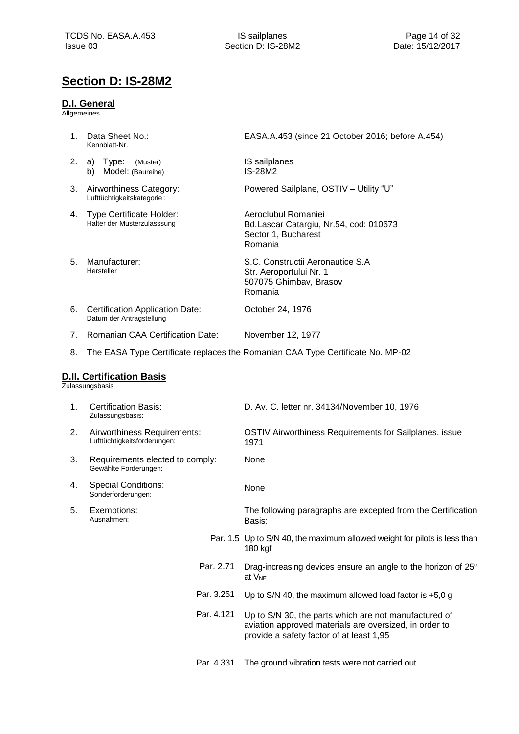# Section D: IS-28M2

## D.I. General

Allgemeines

1. Data Sheet No.: Kennblatt-Nr. — EASA.A.453 (since 21 October 2016; before A.454)
2. a) Type: (Muster) — IS sailplanes
   b) Model: (Baureihe) — IS-28M2
3. Airworthiness Category: Lufttüchtigkeitskategorie : — Powered Sailplane, OSTIV – Utility "U"
4. Type Certificate Holder: Halter der Musterzulasssung — Aeroclubul Romaniei, Bd.Lascar Catargiu, Nr.54, cod: 010673, Sector 1, Bucharest, Romania
5. Manufacturer: Hersteller — S.C. Constructii Aeronautice S.A, Str. Aeroportului Nr. 1, 507075 Ghimbav, Brasov, Romania
6. Certification Application Date: Datum der Antragstellung — October 24, 1976
7. Romanian CAA Certification Date: — November 12, 1977
8. The EASA Type Certificate replaces the Romanian CAA Type Certificate No. MP-02

## D.II. Certification Basis

Zulassungsbasis

1. Certification Basis: Zulassungsbasis: — D. Av. C. letter nr. 34134/November 10, 1976
2. Airworthiness Requirements: Lufttüchtigkeitsforderungen: — OSTIV Airworthiness Requirements for Sailplanes, issue 1971
3. Requirements elected to comply: Gewählte Forderungen: — None
4. Special Conditions: Sonderforderungen: — None
5. Exemptions: Ausnahmen: — The following paragraphs are excepted from the Certification Basis:

| Par. | Exemption |
|---|---|
| Par. 1.5 | Up to S/N 40, the maximum allowed weight for pilots is less than 180 kgf |
| Par. 2.71 | Drag-increasing devices ensure an angle to the horizon of 25° at $V_{NE}$ |
| Par. 3.251 | Up to S/N 40, the maximum allowed load factor is +5,0 g |
| Par. 4.121 | Up to S/N 30, the parts which are not manufactured of aviation approved materials are oversized, in order to provide a safety factor of at least 1,95 |
| Par. 4.331 | The ground vibration tests were not carried out |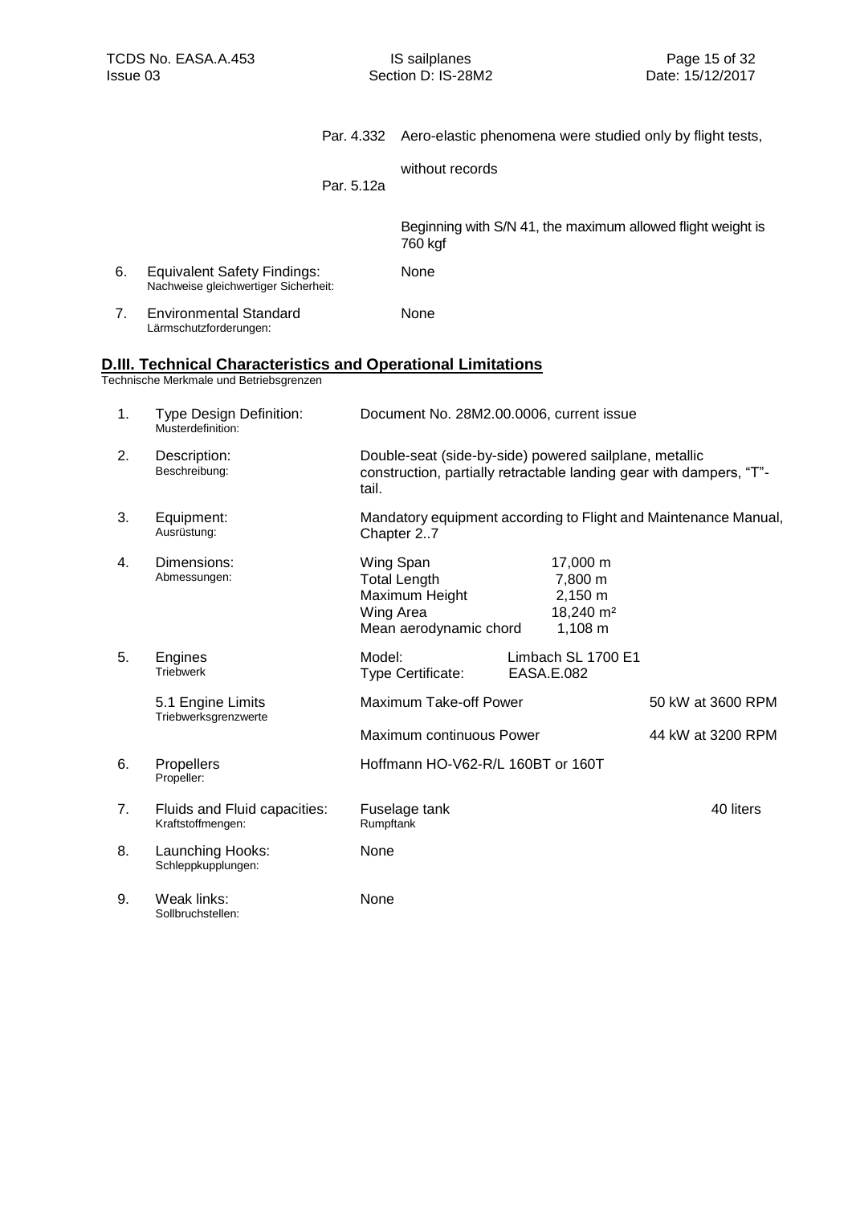Par. 4.332 Aero-elastic phenomena were studied only by flight tests, without records

Par. 5.12a

Beginning with S/N 41, the maximum allowed flight weight is 760 kgf

6. Equivalent Safety Findings: None
Nachweise gleichwertiger Sicherheit:

7. Environmental Standard None
Lärmschutzforderungen:

## D.III. Technical Characteristics and Operational Limitations

Technische Merkmale und Betriebsgrenzen

| | | | | |
|---|---|---|---|---|
| 1. | Type Design Definition:<br>Musterdefinition: | Document No. 28M2.00.0006, current issue | | |
| 2. | Description:<br>Beschreibung: | Double-seat (side-by-side) powered sailplane, metallic construction, partially retractable landing gear with dampers, "T"-tail. | | |
| 3. | Equipment:<br>Ausrüstung: | Mandatory equipment according to Flight and Maintenance Manual, Chapter 2..7 | | |
| 4. | Dimensions:<br>Abmessungen: | Wing Span<br>Total Length<br>Maximum Height<br>Wing Area<br>Mean aerodynamic chord | 17,000 m<br>7,800 m<br>2,150 m<br>18,240 m²<br>1,108 m | |
| 5. | Engines<br>Triebwerk | Model:<br>Type Certificate: | Limbach SL 1700 E1<br>EASA.E.082 | |
| | 5.1 Engine Limits<br>Triebwerksgrenzwerte | Maximum Take-off Power | | 50 kW at 3600 RPM |
| | | Maximum continuous Power | | 44 kW at 3200 RPM |
| 6. | Propellers<br>Propeller: | Hoffmann HO-V62-R/L 160BT or 160T | | |
| 7. | Fluids and Fluid capacities:<br>Kraftstoffmengen: | Fuselage tank<br>Rumpftank | | 40 liters |
| 8. | Launching Hooks:<br>Schleppkupplungen: | None | | |
| 9. | Weak links:<br>Sollbruchstellen: | None | | |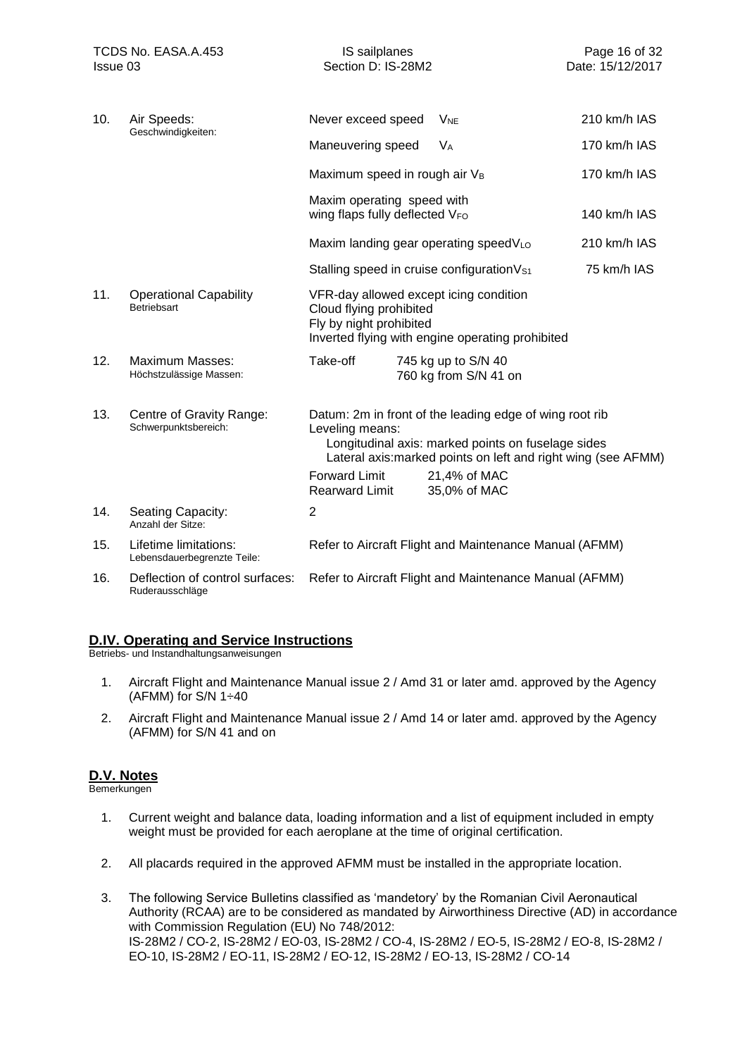| | | | |
|---|---|---|---|
| 10. | Air Speeds: Geschwindigkeiten: | Never exceed speed $V_{NE}$ | 210 km/h IAS |
| | | Maneuvering speed $V_A$ | 170 km/h IAS |
| | | Maximum speed in rough air $V_B$ | 170 km/h IAS |
| | | Maxim operating speed with wing flaps fully deflected $V_{FO}$ | 140 km/h IAS |
| | | Maxim landing gear operating speed $V_{LO}$ | 210 km/h IAS |
| | | Stalling speed in cruise configuration $V_{S1}$ | 75 km/h IAS |
| 11. | Operational Capability Betriebsart | VFR-day allowed except icing condition<br>Cloud flying prohibited<br>Fly by night prohibited<br>Inverted flying with engine operating prohibited | |
| 12. | Maximum Masses: Höchstzulässige Massen: | Take-off 745 kg up to S/N 40<br>760 kg from S/N 41 on | |
| 13. | Centre of Gravity Range: Schwerpunktsbereich: | Datum: 2m in front of the leading edge of wing root rib<br>Leveling means:<br>Longitudinal axis: marked points on fuselage sides<br>Lateral axis:marked points on left and right wing (see AFMM)<br>Forward Limit 21,4% of MAC<br>Rearward Limit 35,0% of MAC | |
| 14. | Seating Capacity: Anzahl der Sitze: | 2 | |
| 15. | Lifetime limitations: Lebensdauerbegrenzte Teile: | Refer to Aircraft Flight and Maintenance Manual (AFMM) | |
| 16. | Deflection of control surfaces: Ruderausschläge | Refer to Aircraft Flight and Maintenance Manual (AFMM) | |

## D.IV. Operating and Service Instructions

Betriebs- und Instandhaltungsanweisungen

1. Aircraft Flight and Maintenance Manual issue 2 / Amd 31 or later amd. approved by the Agency (AFMM) for S/N 1÷40
2. Aircraft Flight and Maintenance Manual issue 2 / Amd 14 or later amd. approved by the Agency (AFMM) for S/N 41 and on

## D.V. Notes

Bemerkungen

1. Current weight and balance data, loading information and a list of equipment included in empty weight must be provided for each aeroplane at the time of original certification.
2. All placards required in the approved AFMM must be installed in the appropriate location.
3. The following Service Bulletins classified as 'mandetory' by the Romanian Civil Aeronautical Authority (RCAA) are to be considered as mandated by Airworthiness Directive (AD) in accordance with Commission Regulation (EU) No 748/2012:
   IS-28M2 / CO-2, IS-28M2 / EO-03, IS-28M2 / CO-4, IS-28M2 / EO-5, IS-28M2 / EO-8, IS-28M2 / EO-10, IS-28M2 / EO-11, IS-28M2 / EO-12, IS-28M2 / EO-13, IS-28M2 / CO-14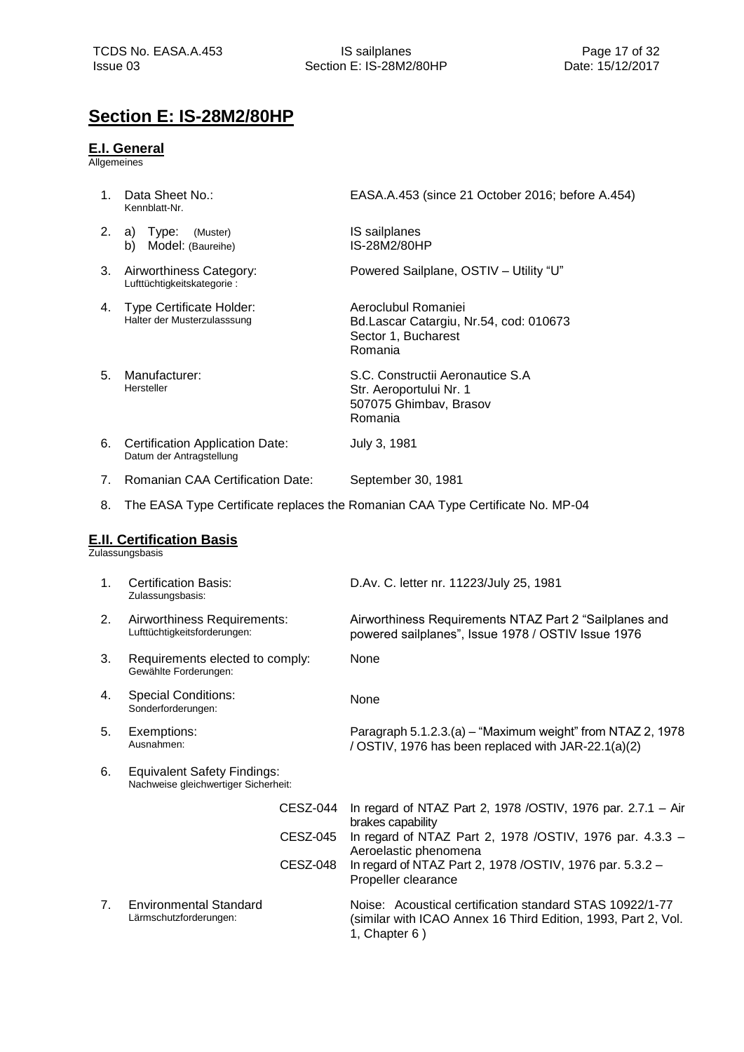# Section E: IS-28M2/80HP

## E.I. General

Allgemeines

| | | |
|---|---|---|
| 1. | Data Sheet No.:<br>Kennblatt-Nr. | EASA.A.453 (since 21 October 2016; before A.454) |
| 2. | a) Type: (Muster)<br>b) Model: (Baureihe) | IS sailplanes<br>IS-28M2/80HP |
| 3. | Airworthiness Category:<br>Lufttüchtigkeitskategorie : | Powered Sailplane, OSTIV – Utility "U" |
| 4. | Type Certificate Holder:<br>Halter der Musterzulasssung | Aeroclubul Romaniei<br>Bd.Lascar Catargiu, Nr.54, cod: 010673<br>Sector 1, Bucharest<br>Romania |
| 5. | Manufacturer:<br>Hersteller | S.C. Constructii Aeronautice S.A<br>Str. Aeroportului Nr. 1<br>507075 Ghimbav, Brasov<br>Romania |
| 6. | Certification Application Date:<br>Datum der Antragstellung | July 3, 1981 |
| 7. | Romanian CAA Certification Date: | September 30, 1981 |

8. The EASA Type Certificate replaces the Romanian CAA Type Certificate No. MP-04

## E.II. Certification Basis

Zulassungsbasis

| | | |
|---|---|---|
| 1. | Certification Basis:<br>Zulassungsbasis: | D.Av. C. letter nr. 11223/July 25, 1981 |
| 2. | Airworthiness Requirements:<br>Lufttüchtigkeitsforderungen: | Airworthiness Requirements NTAZ Part 2 "Sailplanes and powered sailplanes", Issue 1978 / OSTIV Issue 1976 |
| 3. | Requirements elected to comply:<br>Gewählte Forderungen: | None |
| 4. | Special Conditions:<br>Sonderforderungen: | None |
| 5. | Exemptions:<br>Ausnahmen: | Paragraph 5.1.2.3.(a) – "Maximum weight" from NTAZ 2, 1978 / OSTIV, 1976 has been replaced with JAR-22.1(a)(2) |
| 6. | Equivalent Safety Findings:<br>Nachweise gleichwertiger Sicherheit: | |
| | CESZ-044 | In regard of NTAZ Part 2, 1978 /OSTIV, 1976 par. 2.7.1 – Air brakes capability |
| | CESZ-045 | In regard of NTAZ Part 2, 1978 /OSTIV, 1976 par. 4.3.3 – Aeroelastic phenomena |
| | CESZ-048 | In regard of NTAZ Part 2, 1978 /OSTIV, 1976 par. 5.3.2 – Propeller clearance |
| 7. | Environmental Standard<br>Lärmschutzforderungen: | Noise: Acoustical certification standard STAS 10922/1-77 (similar with ICAO Annex 16 Third Edition, 1993, Part 2, Vol. 1, Chapter 6 ) |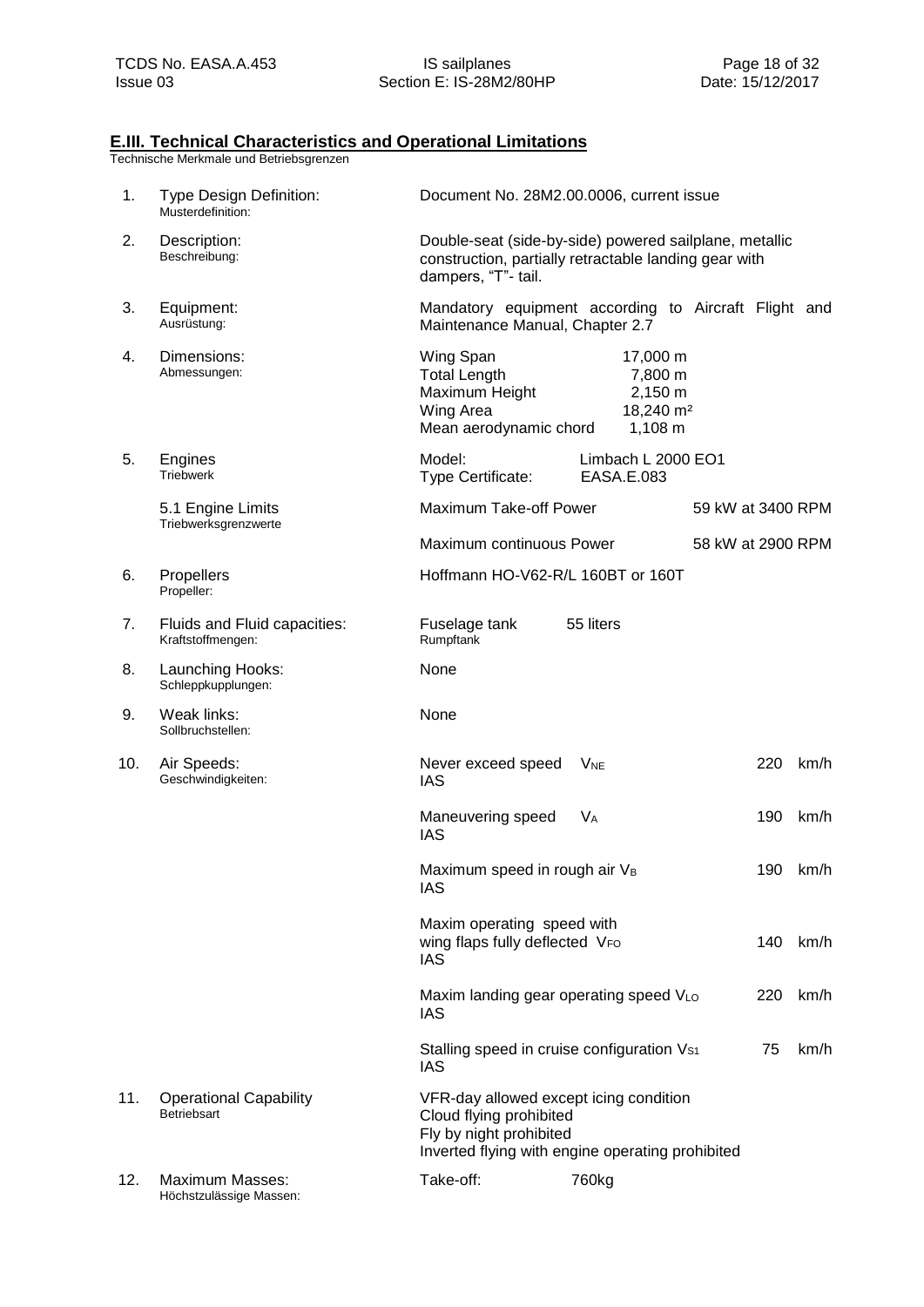## E.III. Technical Characteristics and Operational Limitations

Technische Merkmale und Betriebsgrenzen

| | | | | |
|---|---|---|---|---|
| 1. | Type Design Definition:<br>Musterdefinition: | Document No. 28M2.00.0006, current issue | | |
| 2. | Description:<br>Beschreibung: | Double-seat (side-by-side) powered sailplane, metallic construction, partially retractable landing gear with dampers, "T"- tail. | | |
| 3. | Equipment:<br>Ausrüstung: | Mandatory equipment according to Aircraft Flight and Maintenance Manual, Chapter 2.7 | | |
| 4. | Dimensions:<br>Abmessungen: | Wing Span | 17,000 m | |
| | | Total Length | 7,800 m | |
| | | Maximum Height | 2,150 m | |
| | | Wing Area | 18,240 m² | |
| | | Mean aerodynamic chord | 1,108 m | |
| 5. | Engines<br>Triebwerk | Model: | Limbach L 2000 EO1 | |
| | | Type Certificate: | EASA.E.083 | |
| | 5.1 Engine Limits<br>Triebwerksgrenzwerte | Maximum Take-off Power | | 59 kW at 3400 RPM |
| | | Maximum continuous Power | | 58 kW at 2900 RPM |
| 6. | Propellers<br>Propeller: | Hoffmann HO-V62-R/L 160BT or 160T | | |
| 7. | Fluids and Fluid capacities:<br>Kraftstoffmengen: | Fuselage tank<br>Rumpftank | 55 liters | |
| 8. | Launching Hooks:<br>Schleppkupplungen: | None | | |
| 9. | Weak links:<br>Sollbruchstellen: | None | | |
| 10. | Air Speeds:<br>Geschwindigkeiten: | Never exceed speed IAS | $V_{NE}$ | 220 km/h |
| | | Maneuvering speed IAS | $V_A$ | 190 km/h |
| | | Maximum speed in rough air $V_B$ IAS | | 190 km/h |
| | | Maxim operating speed with wing flaps fully deflected $V_{FO}$ IAS | | 140 km/h |
| | | Maxim landing gear operating speed $V_{LO}$ IAS | | 220 km/h |
| | | Stalling speed in cruise configuration $V_{S1}$ IAS | | 75 km/h |
| 11. | Operational Capability<br>Betriebsart | VFR-day allowed except icing condition<br>Cloud flying prohibited<br>Fly by night prohibited<br>Inverted flying with engine operating prohibited | | |
| 12. | Maximum Masses:<br>Höchstzulässige Massen: | Take-off: | 760kg | |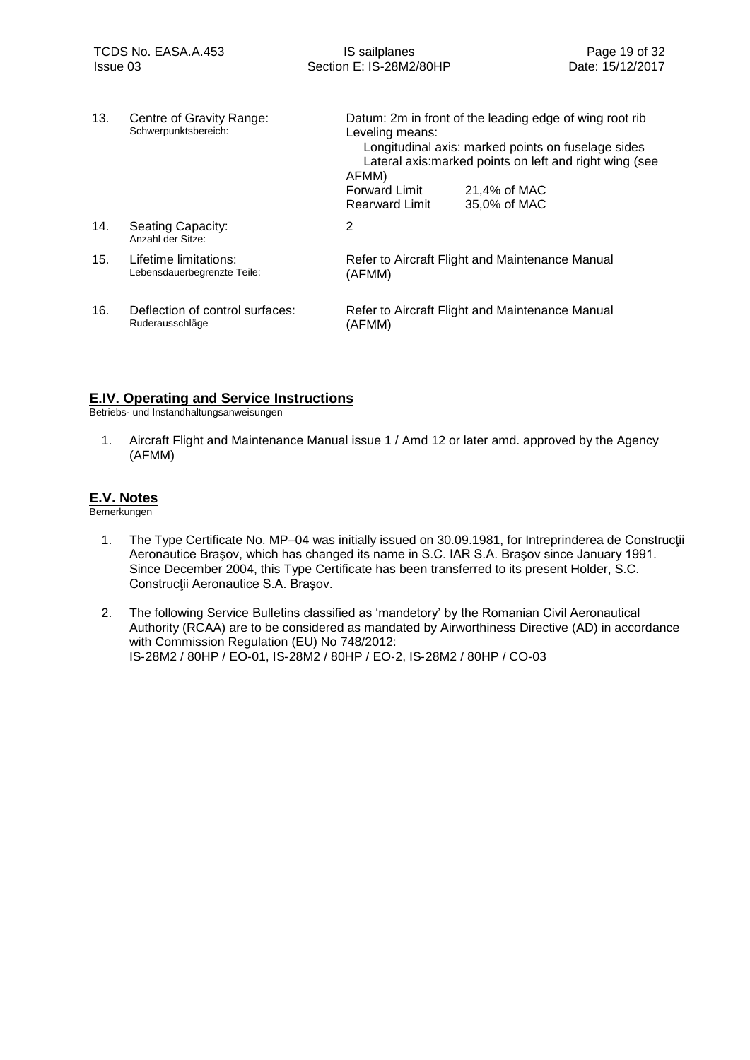| | | |
|---|---|---|
| 13. | Centre of Gravity Range: Schwerpunktsbereich: | Datum: 2m in front of the leading edge of wing root rib<br>Leveling means:<br>Longitudinal axis: marked points on fuselage sides<br>Lateral axis:marked points on left and right wing (see AFMM)<br>Forward Limit 21,4% of MAC<br>Rearward Limit 35,0% of MAC |
| 14. | Seating Capacity: Anzahl der Sitze: | 2 |
| 15. | Lifetime limitations: Lebensdauerbegrenzte Teile: | Refer to Aircraft Flight and Maintenance Manual (AFMM) |
| 16. | Deflection of control surfaces: Ruderausschläge | Refer to Aircraft Flight and Maintenance Manual (AFMM) |

## E.IV. Operating and Service Instructions

Betriebs- und Instandhaltungsanweisungen

1. Aircraft Flight and Maintenance Manual issue 1 / Amd 12 or later amd. approved by the Agency (AFMM)

## E.V. Notes

Bemerkungen

1. The Type Certificate No. MP–04 was initially issued on 30.09.1981, for Intreprinderea de Construcţii Aeronautice Braşov, which has changed its name in S.C. IAR S.A. Braşov since January 1991. Since December 2004, this Type Certificate has been transferred to its present Holder, S.C. Construcţii Aeronautice S.A. Braşov.

2. The following Service Bulletins classified as 'mandetory' by the Romanian Civil Aeronautical Authority (RCAA) are to be considered as mandated by Airworthiness Directive (AD) in accordance with Commission Regulation (EU) No 748/2012:
   IS-28M2 / 80HP / EO-01, IS-28M2 / 80HP / EO-2, IS-28M2 / 80HP / CO-03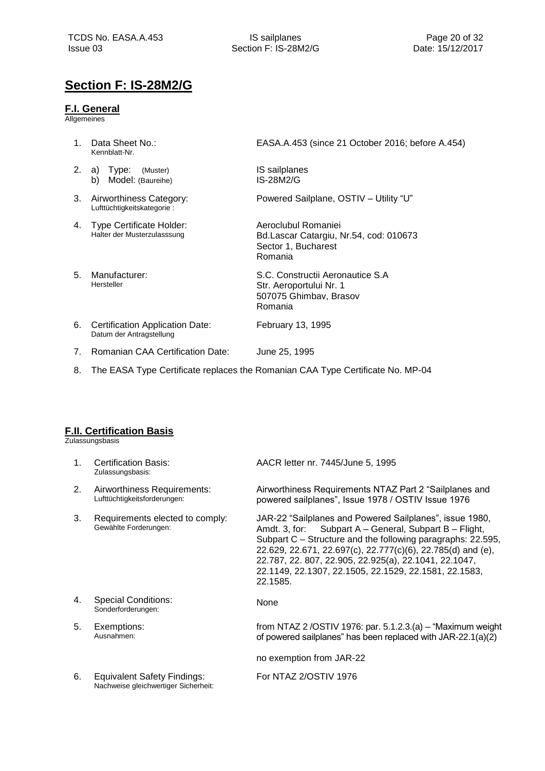# Section F: IS-28M2/G

## F.I. General

Allgemeines

1. Data Sheet No.: Kennblatt-Nr. — EASA.A.453 (since 21 October 2016; before A.454)
2. a) Type: (Muster) — IS sailplanes
   b) Model: (Baureihe) — IS-28M2/G
3. Airworthiness Category: Lufttüchtigkeitskategorie : — Powered Sailplane, OSTIV – Utility "U"
4. Type Certificate Holder: Halter der Musterzulasssung — Aeroclubul Romaniei, Bd.Lascar Catargiu, Nr.54, cod: 010673, Sector 1, Bucharest, Romania
5. Manufacturer: Hersteller — S.C. Constructii Aeronautice S.A, Str. Aeroportului Nr. 1, 507075 Ghimbav, Brasov, Romania
6. Certification Application Date: Datum der Antragstellung — February 13, 1995
7. Romanian CAA Certification Date: — June 25, 1995
8. The EASA Type Certificate replaces the Romanian CAA Type Certificate No. MP-04

## F.II. Certification Basis

Zulassungsbasis

1. Certification Basis: Zulassungsbasis: — AACR letter nr. 7445/June 5, 1995
2. Airworthiness Requirements: Lufttüchtigkeitsforderungen: — Airworthiness Requirements NTAZ Part 2 "Sailplanes and powered sailplanes", Issue 1978 / OSTIV Issue 1976
3. Requirements elected to comply: Gewählte Forderungen: — JAR-22 "Sailplanes and Powered Sailplanes", issue 1980, Amdt. 3, for: Subpart A – General, Subpart B – Flight, Subpart C – Structure and the following paragraphs: 22.595, 22.629, 22.671, 22.697(c), 22.777(c)(6), 22.785(d) and (e), 22.787, 22. 807, 22.905, 22.925(a), 22.1041, 22.1047, 22.1149, 22.1307, 22.1505, 22.1529, 22.1581, 22.1583, 22.1585.
4. Special Conditions: Sonderforderungen: — None
5. Exemptions: Ausnahmen: — from NTAZ 2 /OSTIV 1976: par. 5.1.2.3.(a) – "Maximum weight of powered sailplanes" has been replaced with JAR-22.1(a)(2)

   no exemption from JAR-22
6. Equivalent Safety Findings: Nachweise gleichwertiger Sicherheit: — For NTAZ 2/OSTIV 1976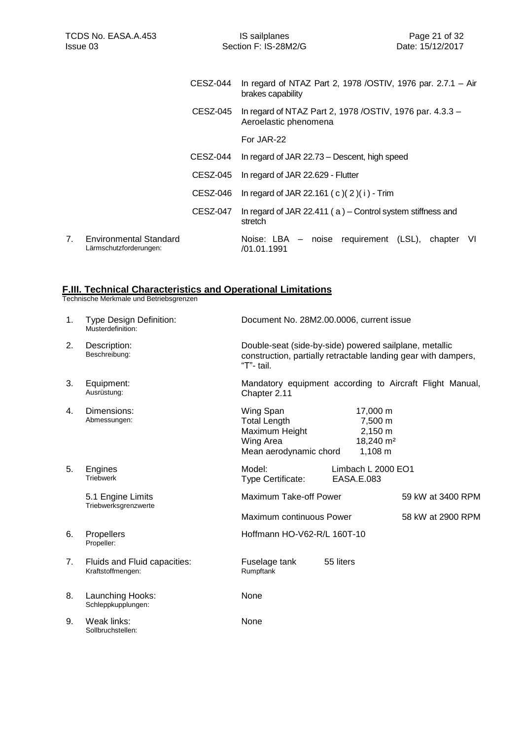| | |
|---|---|
| CESZ-044 | In regard of NTAZ Part 2, 1978 /OSTIV, 1976 par. 2.7.1 – Air brakes capability |
| CESZ-045 | In regard of NTAZ Part 2, 1978 /OSTIV, 1976 par. 4.3.3 – Aeroelastic phenomena |
| | For JAR-22 |
| CESZ-044 | In regard of JAR 22.73 – Descent, high speed |
| CESZ-045 | In regard of JAR 22.629 - Flutter |
| CESZ-046 | In regard of JAR 22.161 ( c )( 2 )( i ) - Trim |
| CESZ-047 | In regard of JAR 22.411 ( a ) – Control system stiffness and stretch |

7. Environmental Standard
   Lärmschutzforderungen:
   Noise: LBA – noise requirement (LSL), chapter VI /01.01.1991

## F.III. Technical Characteristics and Operational Limitations

Technische Merkmale und Betriebsgrenzen

1. Type Design Definition:
   Musterdefinition:
   Document No. 28M2.00.0006, current issue

2. Description:
   Beschreibung:
   Double-seat (side-by-side) powered sailplane, metallic construction, partially retractable landing gear with dampers, "T"- tail.

3. Equipment:
   Ausrüstung:
   Mandatory equipment according to Aircraft Flight Manual, Chapter 2.11

4. Dimensions:
   Abmessungen:

| | |
|---|---|
| Wing Span | 17,000 m |
| Total Length | 7,500 m |
| Maximum Height | 2,150 m |
| Wing Area | 18,240 m² |
| Mean aerodynamic chord | 1,108 m |

5. Engines
   Triebwerk

| | |
|---|---|
| Model: | Limbach L 2000 EO1 |
| Type Certificate: | EASA.E.083 |

   5.1 Engine Limits
   Triebwerksgrenzwerte

| | |
|---|---|
| Maximum Take-off Power | 59 kW at 3400 RPM |
| Maximum continuous Power | 58 kW at 2900 RPM |

6. Propellers
   Propeller:
   Hoffmann HO-V62-R/L 160T-10

7. Fluids and Fluid capacities:
   Kraftstoffmengen:
   Fuselage tank (Rumpftank) 55 liters

8. Launching Hooks:
   Schleppkupplungen:
   None

9. Weak links:
   Sollbruchstellen:
   None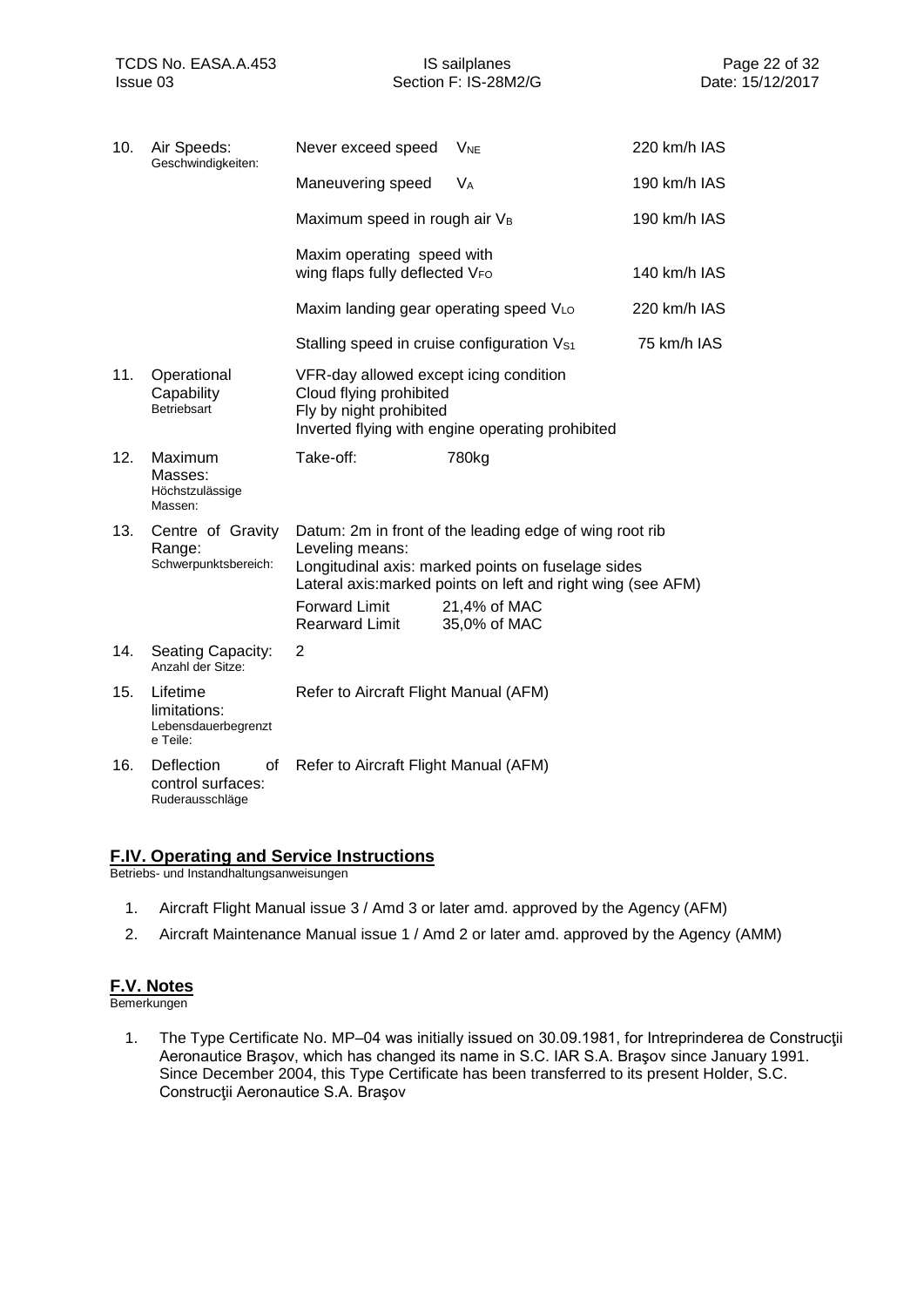| | | | |
|---|---|---|---|
| 10. | Air Speeds: Geschwindigkeiten: | Never exceed speed $V_{NE}$ | 220 km/h IAS |
| | | Maneuvering speed $V_A$ | 190 km/h IAS |
| | | Maximum speed in rough air $V_B$ | 190 km/h IAS |
| | | Maxim operating speed with wing flaps fully deflected $V_{FO}$ | 140 km/h IAS |
| | | Maxim landing gear operating speed $V_{LO}$ | 220 km/h IAS |
| | | Stalling speed in cruise configuration $V_{S1}$ | 75 km/h IAS |
| 11. | Operational Capability Betriebsart | VFR-day allowed except icing condition<br>Cloud flying prohibited<br>Fly by night prohibited<br>Inverted flying with engine operating prohibited | |
| 12. | Maximum Masses: Höchstzulässige Massen: | Take-off: 780kg | |
| 13. | Centre of Gravity Range: Schwerpunktsbereich: | Datum: 2m in front of the leading edge of wing root rib<br>Leveling means:<br>Longitudinal axis: marked points on fuselage sides<br>Lateral axis:marked points on left and right wing (see AFM)<br>Forward Limit 21,4% of MAC<br>Rearward Limit 35,0% of MAC | |
| 14. | Seating Capacity: Anzahl der Sitze: | 2 | |
| 15. | Lifetime limitations: Lebensdauerbegrenzte Teile: | Refer to Aircraft Flight Manual (AFM) | |
| 16. | Deflection of control surfaces: Ruderausschläge | Refer to Aircraft Flight Manual (AFM) | |

## F.IV. Operating and Service Instructions

Betriebs- und Instandhaltungsanweisungen

1. Aircraft Flight Manual issue 3 / Amd 3 or later amd. approved by the Agency (AFM)
2. Aircraft Maintenance Manual issue 1 / Amd 2 or later amd. approved by the Agency (AMM)

## F.V. Notes

Bemerkungen

1. The Type Certificate No. MP–04 was initially issued on 30.09.1981, for Intreprinderea de Construcţii Aeronautice Braşov, which has changed its name in S.C. IAR S.A. Braşov since January 1991. Since December 2004, this Type Certificate has been transferred to its present Holder, S.C. Construcţii Aeronautice S.A. Braşov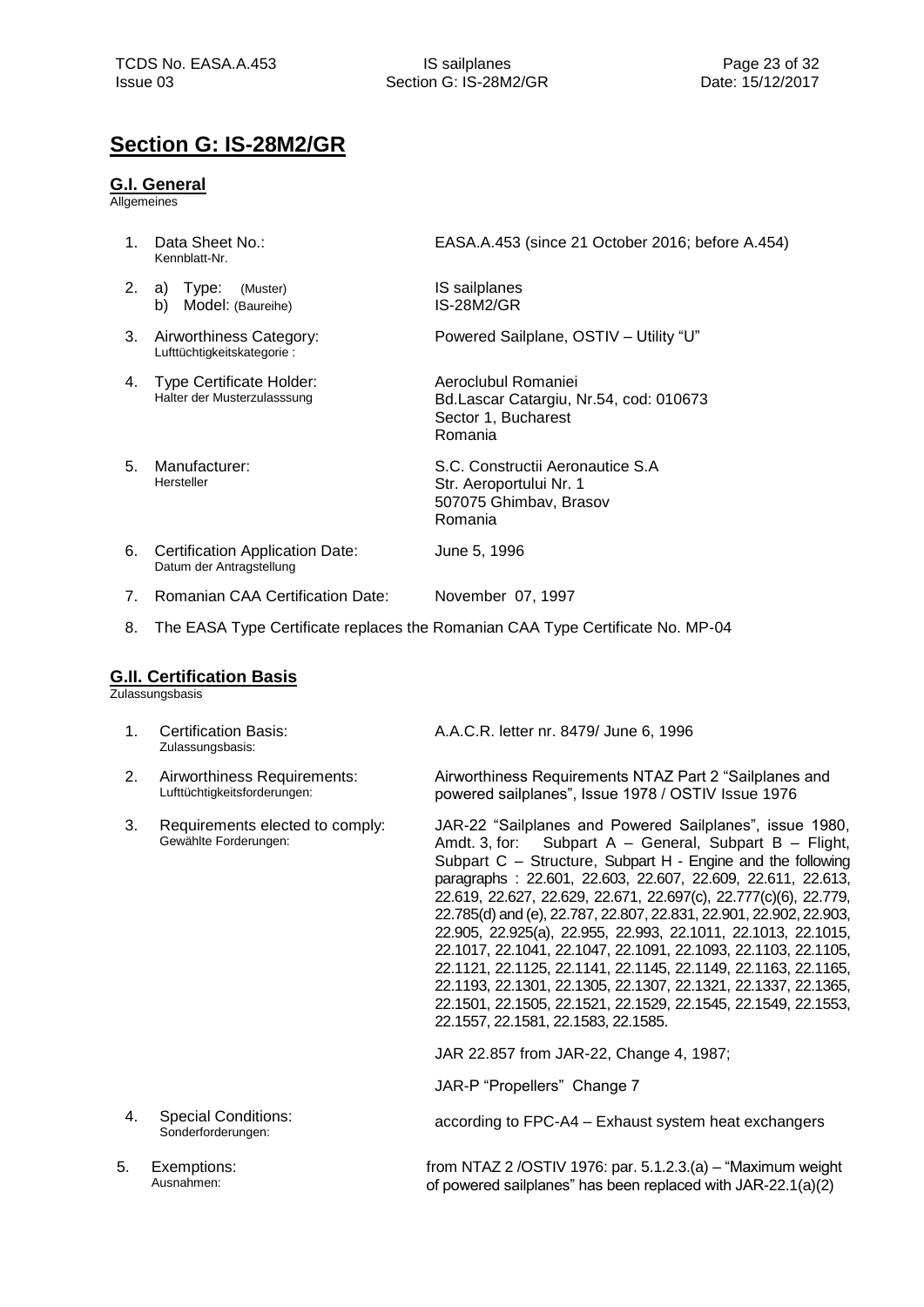## Section G: IS-28M2/GR

### G.I. General

Allgemeines

| | | |
|---|---|---|
| 1. | Data Sheet No.:<br>Kennblatt-Nr. | EASA.A.453 (since 21 October 2016; before A.454) |
| 2. | a) Type: (Muster)<br>b) Model: (Baureihe) | IS sailplanes<br>IS-28M2/GR |
| 3. | Airworthiness Category:<br>Lufttüchtigkeitskategorie : | Powered Sailplane, OSTIV – Utility "U" |
| 4. | Type Certificate Holder:<br>Halter der Musterzulasssung | Aeroclubul Romaniei<br>Bd.Lascar Catargiu, Nr.54, cod: 010673<br>Sector 1, Bucharest<br>Romania |
| 5. | Manufacturer:<br>Hersteller | S.C. Constructii Aeronautice S.A<br>Str. Aeroportului Nr. 1<br>507075 Ghimbav, Brasov<br>Romania |
| 6. | Certification Application Date:<br>Datum der Antragstellung | June 5, 1996 |
| 7. | Romanian CAA Certification Date: | November 07, 1997 |

8. The EASA Type Certificate replaces the Romanian CAA Type Certificate No. MP-04

### G.II. Certification Basis

Zulassungsbasis

| | | |
|---|---|---|
| 1. | Certification Basis:<br>Zulassungsbasis: | A.A.C.R. letter nr. 8479/ June 6, 1996 |
| 2. | Airworthiness Requirements:<br>Lufttüchtigkeitsforderungen: | Airworthiness Requirements NTAZ Part 2 "Sailplanes and powered sailplanes", Issue 1978 / OSTIV Issue 1976 |
| 3. | Requirements elected to comply:<br>Gewählte Forderungen: | JAR-22 "Sailplanes and Powered Sailplanes", issue 1980, Amdt. 3, for: Subpart A – General, Subpart B – Flight, Subpart C – Structure, Subpart H - Engine and the following paragraphs : 22.601, 22.603, 22.607, 22.609, 22.611, 22.613, 22.619, 22.627, 22.629, 22.671, 22.697(c), 22.777(c)(6), 22.779, 22.785(d) and (e), 22.787, 22.807, 22.831, 22.901, 22.902, 22.903, 22.905, 22.925(a), 22.955, 22.993, 22.1011, 22.1013, 22.1015, 22.1017, 22.1041, 22.1047, 22.1091, 22.1093, 22.1103, 22.1105, 22.1121, 22.1125, 22.1141, 22.1145, 22.1149, 22.1163, 22.1165, 22.1193, 22.1301, 22.1305, 22.1307, 22.1321, 22.1337, 22.1365, 22.1501, 22.1505, 22.1521, 22.1529, 22.1545, 22.1549, 22.1553, 22.1557, 22.1581, 22.1583, 22.1585.<br><br>JAR 22.857 from JAR-22, Change 4, 1987;<br><br>JAR-P "Propellers" Change 7 |
| 4. | Special Conditions:<br>Sonderforderungen: | according to FPC-A4 – Exhaust system heat exchangers |
| 5. | Exemptions:<br>Ausnahmen: | from NTAZ 2 /OSTIV 1976: par. 5.1.2.3.(a) – "Maximum weight of powered sailplanes" has been replaced with JAR-22.1(a)(2) |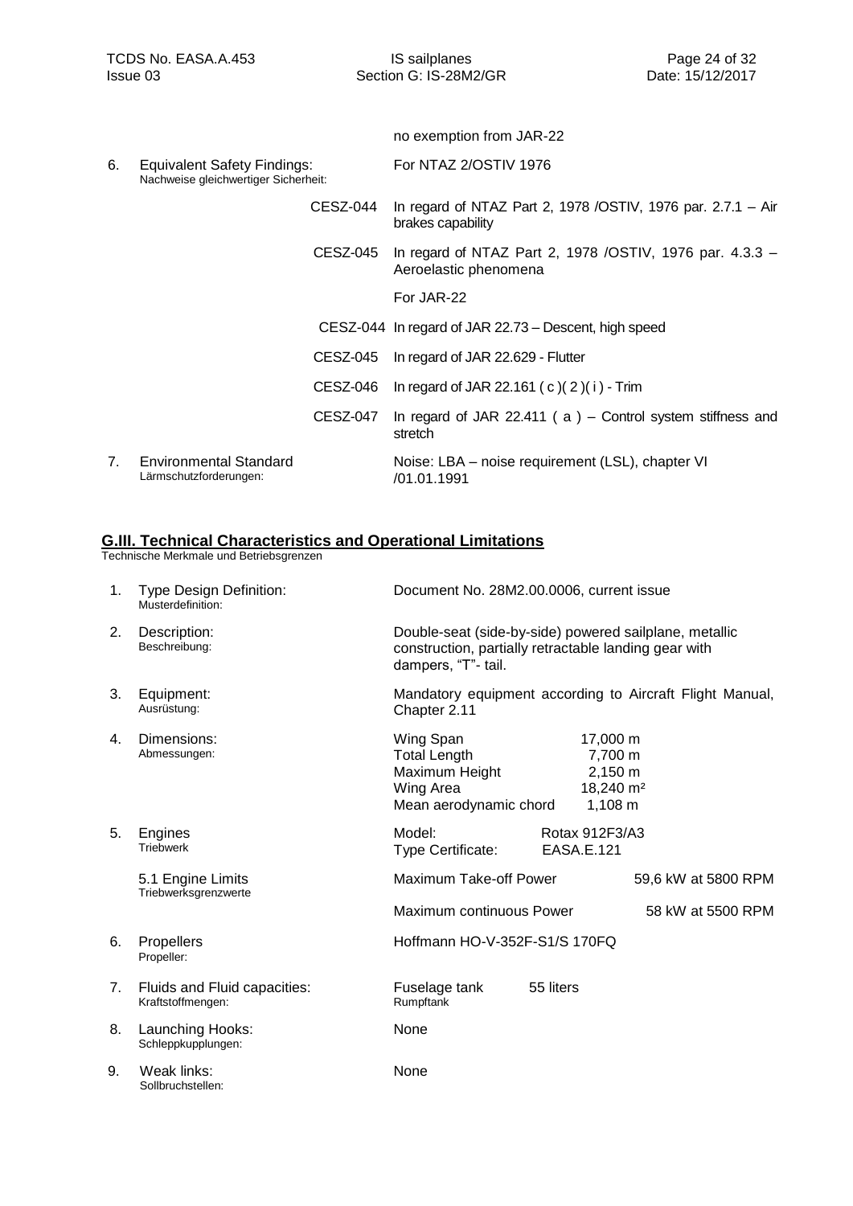no exemption from JAR-22

6. Equivalent Safety Findings:
Nachweise gleichwertiger Sicherheit:

For NTAZ 2/OSTIV 1976

| | |
|---|---|
| CESZ-044 | In regard of NTAZ Part 2, 1978 /OSTIV, 1976 par. 2.7.1 – Air brakes capability |
| CESZ-045 | In regard of NTAZ Part 2, 1978 /OSTIV, 1976 par. 4.3.3 – Aeroelastic phenomena |

For JAR-22

| | |
|---|---|
| CESZ-044 | In regard of JAR 22.73 – Descent, high speed |
| CESZ-045 | In regard of JAR 22.629 - Flutter |
| CESZ-046 | In regard of JAR 22.161 ( c )( 2 )( i ) - Trim |
| CESZ-047 | In regard of JAR 22.411 ( a ) – Control system stiffness and stretch |

7. Environmental Standard
Lärmschutzforderungen:

Noise: LBA – noise requirement (LSL), chapter VI /01.01.1991

## G.III. Technical Characteristics and Operational Limitations

Technische Merkmale und Betriebsgrenzen

1. Type Design Definition:
Musterdefinition:

Document No. 28M2.00.0006, current issue

2. Description:
Beschreibung:

Double-seat (side-by-side) powered sailplane, metallic construction, partially retractable landing gear with dampers, "T"- tail.

3. Equipment:
Ausrüstung:

Mandatory equipment according to Aircraft Flight Manual, Chapter 2.11

4. Dimensions:
Abmessungen:

| | |
|---|---|
| Wing Span | 17,000 m |
| Total Length | 7,700 m |
| Maximum Height | 2,150 m |
| Wing Area | 18,240 m² |
| Mean aerodynamic chord | 1,108 m |

5. Engines
Triebwerk

| | |
|---|---|
| Model: | Rotax 912F3/A3 |
| Type Certificate: | EASA.E.121 |

5.1 Engine Limits
Triebwerksgrenzwerte

| | |
|---|---|
| Maximum Take-off Power | 59,6 kW at 5800 RPM |
| Maximum continuous Power | 58 kW at 5500 RPM |

6. Propellers
Propeller:

Hoffmann HO-V-352F-S1/S 170FQ

7. Fluids and Fluid capacities:
Kraftstoffmengen:

Fuselage tank (Rumpftank) 55 liters

8. Launching Hooks:
Schleppkupplungen:

None

9. Weak links:
Sollbruchstellen:

None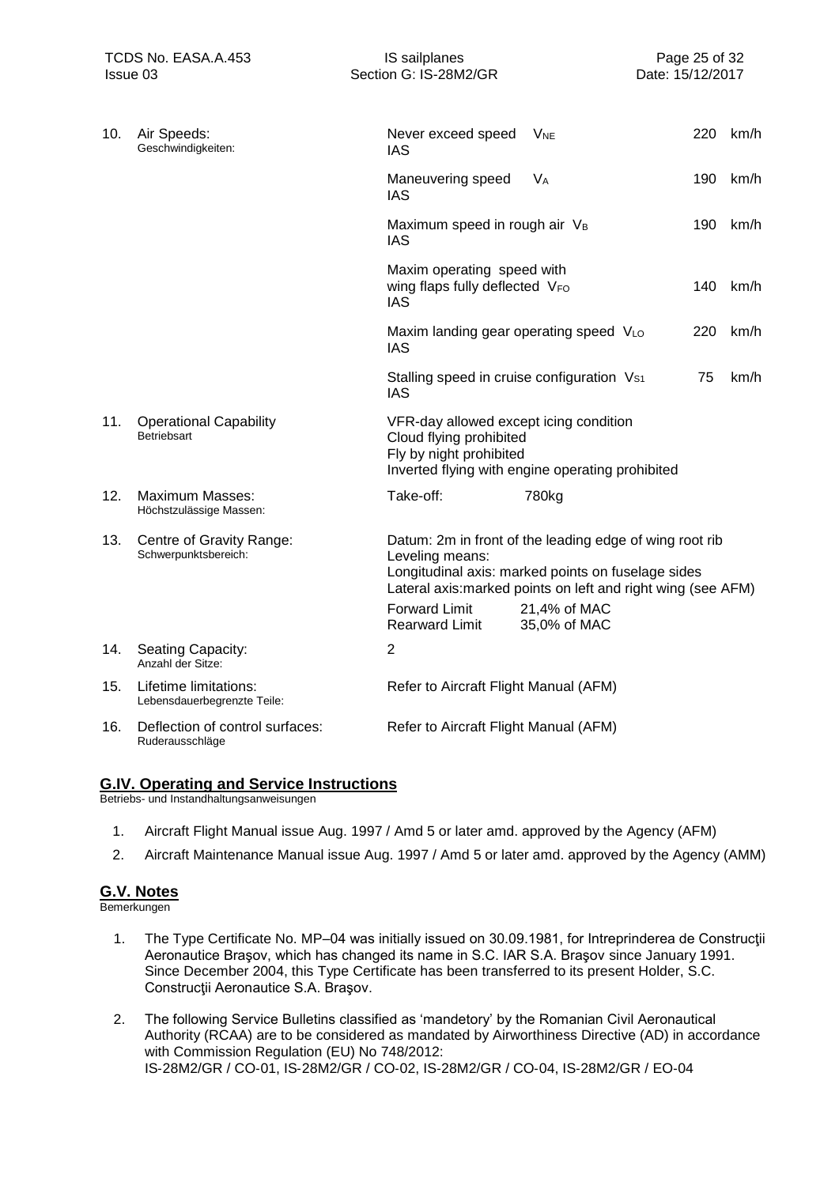| No. | Item | Description | Value | Unit |
|---|---|---|---|---|
| 10. | Air Speeds:<br>Geschwindigkeiten: | Never exceed speed $V_{NE}$ IAS | 220 | km/h |
| | | Maneuvering speed $V_A$ IAS | 190 | km/h |
| | | Maximum speed in rough air $V_B$ IAS | 190 | km/h |
| | | Maxim operating speed with wing flaps fully deflected $V_{FO}$ IAS | 140 | km/h |
| | | Maxim landing gear operating speed $V_{LO}$ IAS | 220 | km/h |
| | | Stalling speed in cruise configuration $V_{S1}$ IAS | 75 | km/h |
| 11. | Operational Capability<br>Betriebsart | VFR-day allowed except icing condition<br>Cloud flying prohibited<br>Fly by night prohibited<br>Inverted flying with engine operating prohibited | | |
| 12. | Maximum Masses:<br>Höchstzulässige Massen: | Take-off: 780kg | | |
| 13. | Centre of Gravity Range:<br>Schwerpunktsbereich: | Datum: 2m in front of the leading edge of wing root rib<br>Leveling means:<br>Longitudinal axis: marked points on fuselage sides<br>Lateral axis:marked points on left and right wing (see AFM)<br>Forward Limit 21,4% of MAC<br>Rearward Limit 35,0% of MAC | | |
| 14. | Seating Capacity:<br>Anzahl der Sitze: | 2 | | |
| 15. | Lifetime limitations:<br>Lebensdauerbegrenzte Teile: | Refer to Aircraft Flight Manual (AFM) | | |
| 16. | Deflection of control surfaces:<br>Ruderausschläge | Refer to Aircraft Flight Manual (AFM) | | |

## G.IV. Operating and Service Instructions

Betriebs- und Instandhaltungsanweisungen

1. Aircraft Flight Manual issue Aug. 1997 / Amd 5 or later amd. approved by the Agency (AFM)
2. Aircraft Maintenance Manual issue Aug. 1997 / Amd 5 or later amd. approved by the Agency (AMM)

## G.V. Notes

Bemerkungen

1. The Type Certificate No. MP–04 was initially issued on 30.09.1981, for Intreprinderea de Construcţii Aeronautice Braşov, which has changed its name in S.C. IAR S.A. Braşov since January 1991. Since December 2004, this Type Certificate has been transferred to its present Holder, S.C. Construcţii Aeronautice S.A. Braşov.
2. The following Service Bulletins classified as 'mandetory' by the Romanian Civil Aeronautical Authority (RCAA) are to be considered as mandated by Airworthiness Directive (AD) in accordance with Commission Regulation (EU) No 748/2012:
   IS-28M2/GR / CO-01, IS-28M2/GR / CO-02, IS-28M2/GR / CO-04, IS-28M2/GR / EO-04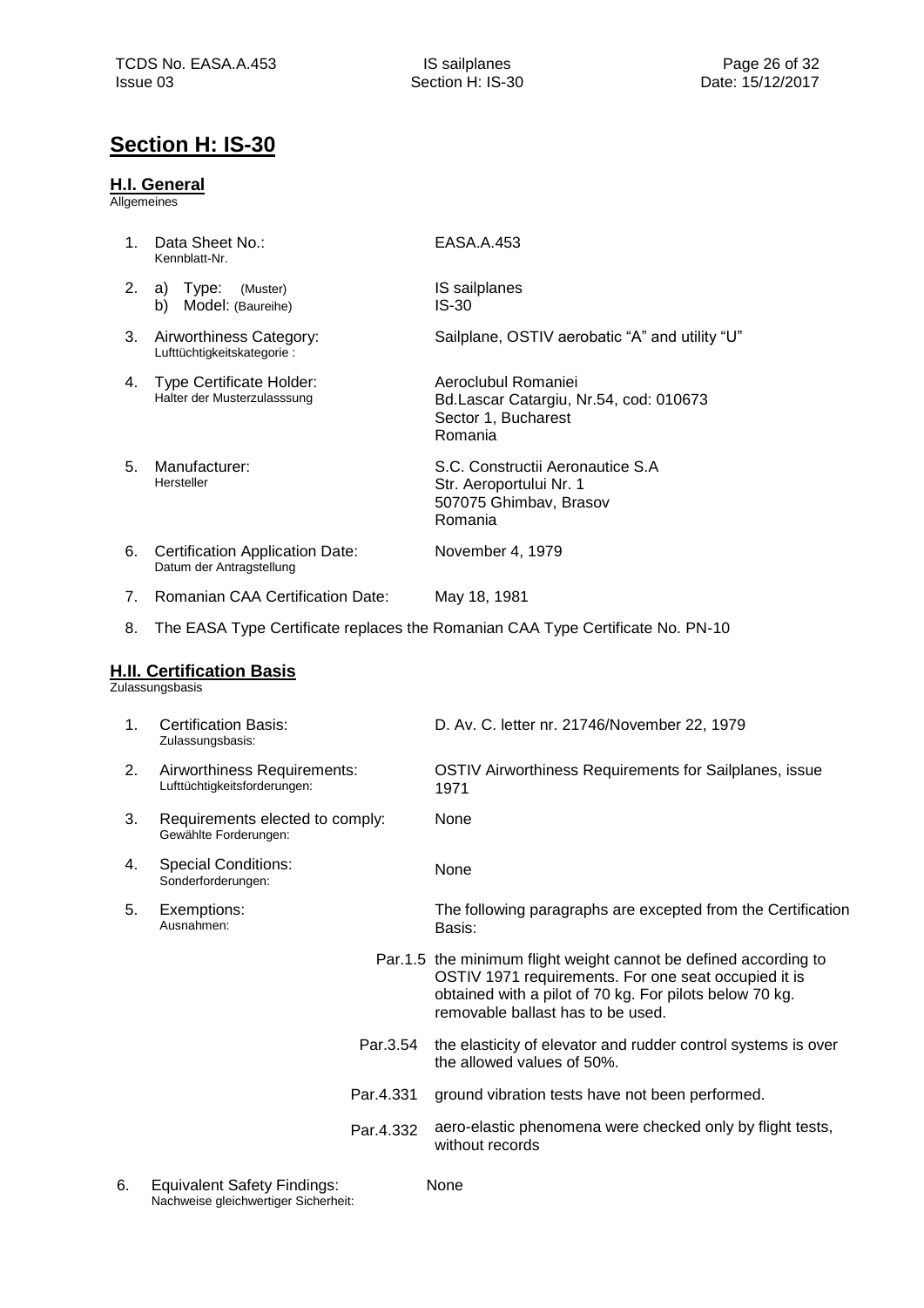# Section H: IS-30

## H.I. General

Allgemeines

1. Data Sheet No.: / Kennblatt-Nr. — EASA.A.453
2. a) Type: (Muster) — IS sailplanes  
   b) Model: (Baureihe) — IS-30
3. Airworthiness Category: / Lufttüchtigkeitskategorie : — Sailplane, OSTIV aerobatic "A" and utility "U"
4. Type Certificate Holder: / Halter der Musterzulasssung — Aeroclubul Romaniei  
   Bd.Lascar Catargiu, Nr.54, cod: 010673  
   Sector 1, Bucharest  
   Romania
5. Manufacturer: / Hersteller — S.C. Constructii Aeronautice S.A  
   Str. Aeroportului Nr. 1  
   507075 Ghimbav, Brasov  
   Romania
6. Certification Application Date: / Datum der Antragstellung — November 4, 1979
7. Romanian CAA Certification Date: — May 18, 1981
8. The EASA Type Certificate replaces the Romanian CAA Type Certificate No. PN-10

## H.II. Certification Basis

Zulassungsbasis

1. Certification Basis: / Zulassungsbasis: — D. Av. C. letter nr. 21746/November 22, 1979
2. Airworthiness Requirements: / Lufttüchtigkeitsforderungen: — OSTIV Airworthiness Requirements for Sailplanes, issue 1971
3. Requirements elected to comply: / Gewählte Forderungen: — None
4. Special Conditions: / Sonderforderungen: — None
5. Exemptions: / Ausnahmen: — The following paragraphs are excepted from the Certification Basis:

   | | |
   |---|---|
   | Par.1.5 | the minimum flight weight cannot be defined according to OSTIV 1971 requirements. For one seat occupied it is obtained with a pilot of 70 kg. For pilots below 70 kg. removable ballast has to be used. |
   | Par.3.54 | the elasticity of elevator and rudder control systems is over the allowed values of 50%. |
   | Par.4.331 | ground vibration tests have not been performed. |
   | Par.4.332 | aero-elastic phenomena were checked only by flight tests, without records |

6. Equivalent Safety Findings: / Nachweise gleichwertiger Sicherheit: — None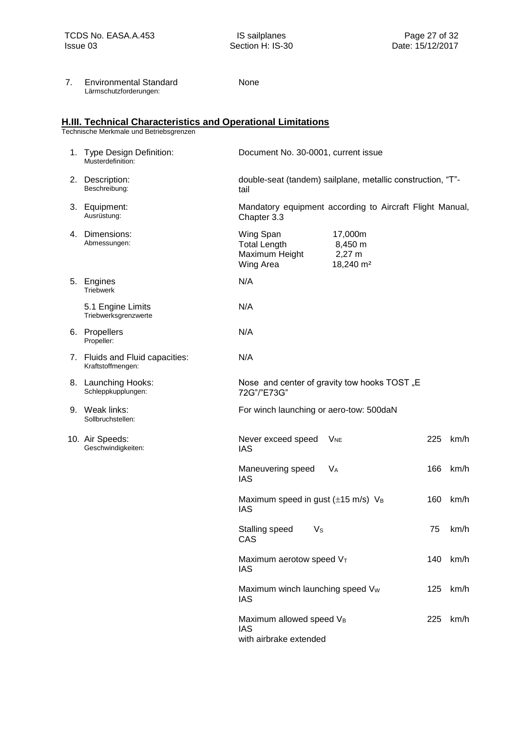7. Environmental Standard — None
Lärmschutzforderungen:

## H.III. Technical Characteristics and Operational Limitations

Technische Merkmale und Betriebsgrenzen

1. Type Design Definition: — Document No. 30-0001, current issue
   Musterdefinition:

2. Description: — double-seat (tandem) sailplane, metallic construction, "T"-tail
   Beschreibung:

3. Equipment: — Mandatory equipment according to Aircraft Flight Manual, Chapter 3.3
   Ausrüstung:

4. Dimensions:
   Abmessungen:

| | |
|---|---|
| Wing Span | 17,000m |
| Total Length | 8,450 m |
| Maximum Height | 2,27 m |
| Wing Area | 18,240 m² |

5. Engines — N/A
   Triebwerk

   5.1 Engine Limits — N/A
   Triebwerksgrenzwerte

6. Propellers — N/A
   Propeller:

7. Fluids and Fluid capacities: — N/A
   Kraftstoffmengen:

8. Launching Hooks: — Nose and center of gravity tow hooks TOST „E 72G"/"E73G"
   Schleppkupplungen:

9. Weak links: — For winch launching or aero-tow: 500daN
   Sollbruchstellen:

10. Air Speeds:
    Geschwindigkeiten:

| | | |
|---|---|---|
| Never exceed speed $V_{NE}$ IAS | 225 | km/h |
| Maneuvering speed $V_A$ IAS | 166 | km/h |
| Maximum speed in gust (±15 m/s) $V_B$ IAS | 160 | km/h |
| Stalling speed $V_S$ CAS | 75 | km/h |
| Maximum aerotow speed $V_T$ IAS | 140 | km/h |
| Maximum winch launching speed $V_W$ IAS | 125 | km/h |
| Maximum allowed speed $V_B$ IAS with airbrake extended | 225 | km/h |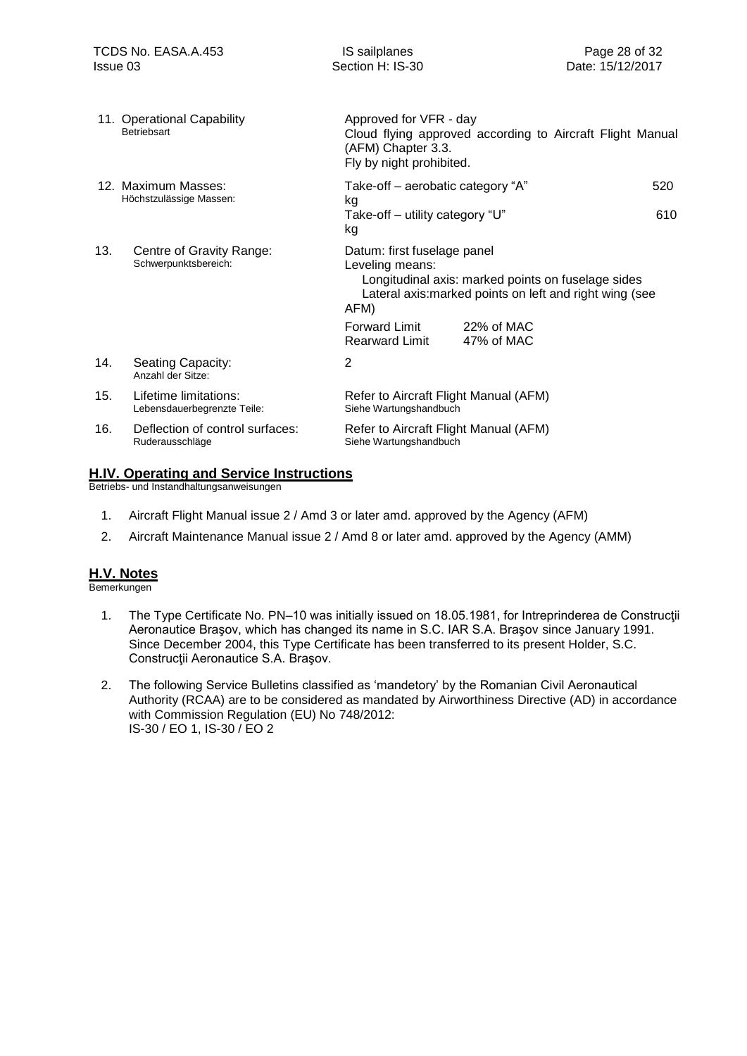| | | |
|---|---|---|
| 11. | Operational Capability<br>Betriebsart | Approved for VFR - day<br>Cloud flying approved according to Aircraft Flight Manual (AFM) Chapter 3.3.<br>Fly by night prohibited. |
| 12. | Maximum Masses:<br>Höchstzulässige Massen: | Take-off – aerobatic category "A" 520 kg<br>Take-off – utility category "U" 610 kg |
| 13. | Centre of Gravity Range:<br>Schwerpunktsbereich: | Datum: first fuselage panel<br>Leveling means:<br>Longitudinal axis: marked points on fuselage sides<br>Lateral axis:marked points on left and right wing (see AFM)<br>Forward Limit 22% of MAC<br>Rearward Limit 47% of MAC |
| 14. | Seating Capacity:<br>Anzahl der Sitze: | 2 |
| 15. | Lifetime limitations:<br>Lebensdauerbegrenzte Teile: | Refer to Aircraft Flight Manual (AFM)<br>Siehe Wartungshandbuch |
| 16. | Deflection of control surfaces:<br>Ruderausschläge | Refer to Aircraft Flight Manual (AFM)<br>Siehe Wartungshandbuch |

## H.IV. Operating and Service Instructions

Betriebs- und Instandhaltungsanweisungen

1. Aircraft Flight Manual issue 2 / Amd 3 or later amd. approved by the Agency (AFM)
2. Aircraft Maintenance Manual issue 2 / Amd 8 or later amd. approved by the Agency (AMM)

## H.V. Notes

Bemerkungen

1. The Type Certificate No. PN–10 was initially issued on 18.05.1981, for Intreprinderea de Construcţii Aeronautice Braşov, which has changed its name in S.C. IAR S.A. Braşov since January 1991. Since December 2004, this Type Certificate has been transferred to its present Holder, S.C. Construcţii Aeronautice S.A. Braşov.
2. The following Service Bulletins classified as 'mandetory' by the Romanian Civil Aeronautical Authority (RCAA) are to be considered as mandated by Airworthiness Directive (AD) in accordance with Commission Regulation (EU) No 748/2012:
   IS-30 / EO 1, IS-30 / EO 2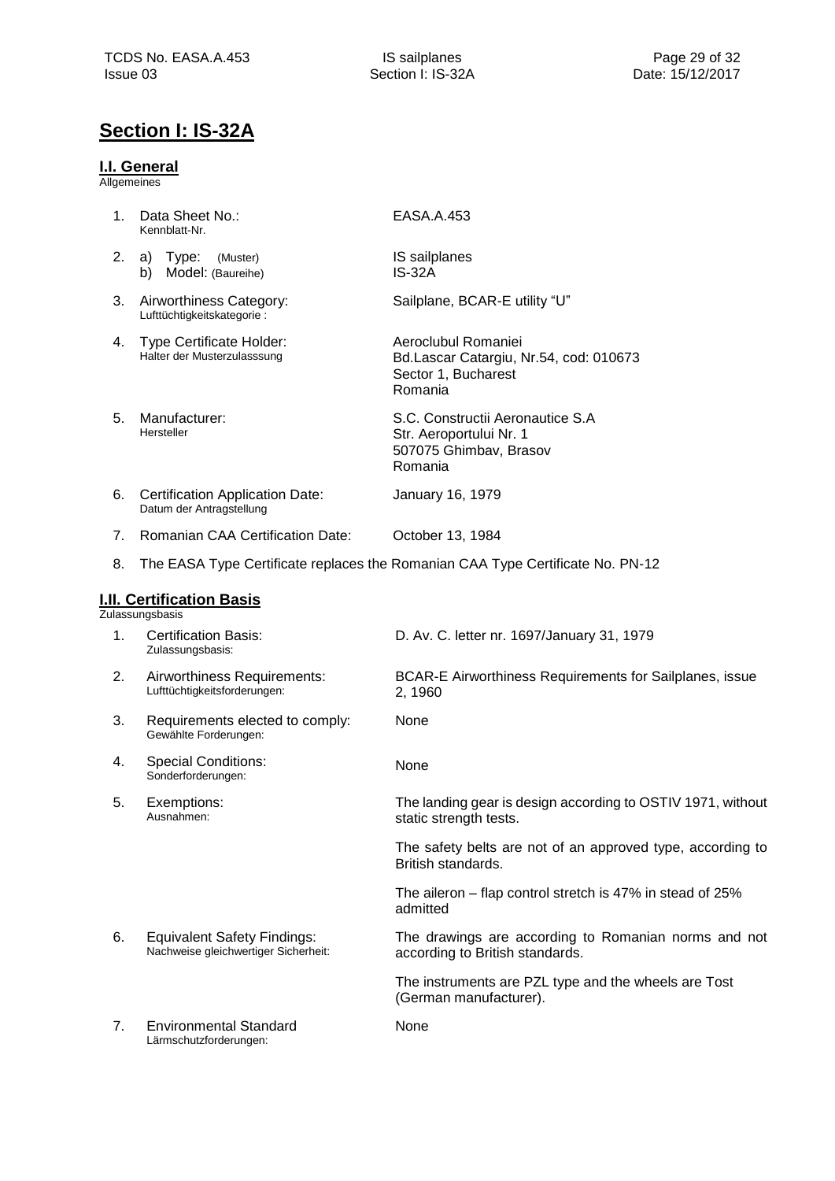## Section I: IS-32A

### I.I. General

Allgemeines

1. Data Sheet No.: EASA.A.453
   Kennblatt-Nr.
2. a) Type: (Muster) IS sailplanes
   b) Model: (Baureihe) IS-32A
3. Airworthiness Category: Sailplane, BCAR-E utility "U"
   Lufttüchtigkeitskategorie :
4. Type Certificate Holder: Aeroclubul Romaniei
   Halter der Musterzulasssung
   Bd.Lascar Catargiu, Nr.54, cod: 010673
   Sector 1, Bucharest
   Romania
5. Manufacturer: S.C. Constructii Aeronautice S.A
   Hersteller
   Str. Aeroportului Nr. 1
   507075 Ghimbav, Brasov
   Romania
6. Certification Application Date: January 16, 1979
   Datum der Antragstellung
7. Romanian CAA Certification Date: October 13, 1984
8. The EASA Type Certificate replaces the Romanian CAA Type Certificate No. PN-12

### I.II. Certification Basis

Zulassungsbasis

1. Certification Basis: D. Av. C. letter nr. 1697/January 31, 1979
   Zulassungsbasis:
2. Airworthiness Requirements: BCAR-E Airworthiness Requirements for Sailplanes, issue 2, 1960
   Lufttüchtigkeitsforderungen:
3. Requirements elected to comply: None
   Gewählte Forderungen:
4. Special Conditions: None
   Sonderforderungen:
5. Exemptions: The landing gear is design according to OSTIV 1971, without static strength tests.
   Ausnahmen:

   The safety belts are not of an approved type, according to British standards.

   The aileron – flap control stretch is 47% in stead of 25% admitted
6. Equivalent Safety Findings: The drawings are according to Romanian norms and not according to British standards.
   Nachweise gleichwertiger Sicherheit:

   The instruments are PZL type and the wheels are Tost (German manufacturer).
7. Environmental Standard None
   Lärmschutzforderungen: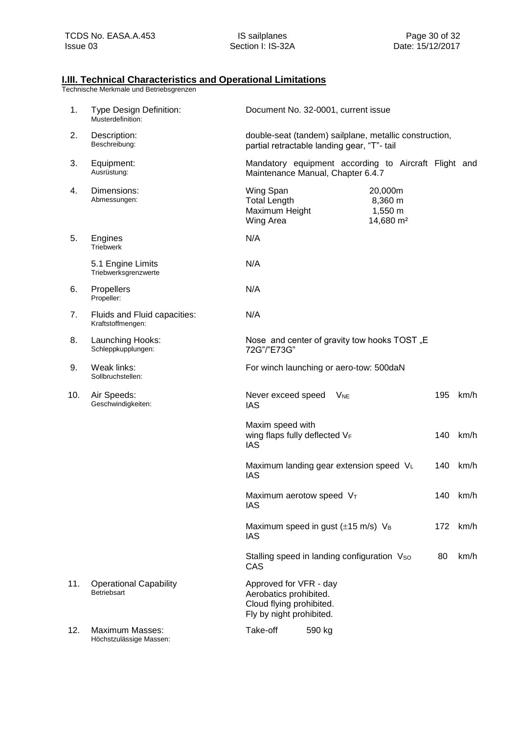## I.III. Technical Characteristics and Operational Limitations

Technische Merkmale und Betriebsgrenzen

| | | | | |
|---|---|---|---|---|
| 1. | Type Design Definition:<br>Musterdefinition: | Document No. 32-0001, current issue | | |
| 2. | Description:<br>Beschreibung: | double-seat (tandem) sailplane, metallic construction, partial retractable landing gear, "T"- tail | | |
| 3. | Equipment:<br>Ausrüstung: | Mandatory equipment according to Aircraft Flight and Maintenance Manual, Chapter 6.4.7 | | |
| 4. | Dimensions:<br>Abmessungen: | Wing Span<br>Total Length<br>Maximum Height<br>Wing Area | 20,000m<br>8,360 m<br>1,550 m<br>14,680 m² | |
| 5. | Engines<br>Triebwerk | N/A | | |
| | 5.1 Engine Limits<br>Triebwerksgrenzwerte | N/A | | |
| 6. | Propellers<br>Propeller: | N/A | | |
| 7. | Fluids and Fluid capacities:<br>Kraftstoffmengen: | N/A | | |
| 8. | Launching Hooks:<br>Schleppkupplungen: | Nose and center of gravity tow hooks TOST „E 72G"/"E73G" | | |
| 9. | Weak links:<br>Sollbruchstellen: | For winch launching or aero-tow: 500daN | | |
| 10. | Air Speeds:<br>Geschwindigkeiten: | Never exceed speed $V_{NE}$<br>IAS | 195 | km/h |
| | | Maxim speed with wing flaps fully deflected $V_F$<br>IAS | 140 | km/h |
| | | Maximum landing gear extension speed $V_L$<br>IAS | 140 | km/h |
| | | Maximum aerotow speed $V_T$<br>IAS | 140 | km/h |
| | | Maximum speed in gust ($\pm$15 m/s) $V_B$<br>IAS | 172 | km/h |
| | | Stalling speed in landing configuration $V_{SO}$<br>CAS | 80 | km/h |
| 11. | Operational Capability<br>Betriebsart | Approved for VFR - day<br>Aerobatics prohibited.<br>Cloud flying prohibited.<br>Fly by night prohibited. | | |
| 12. | Maximum Masses:<br>Höchstzulässige Massen: | Take-off 590 kg | | |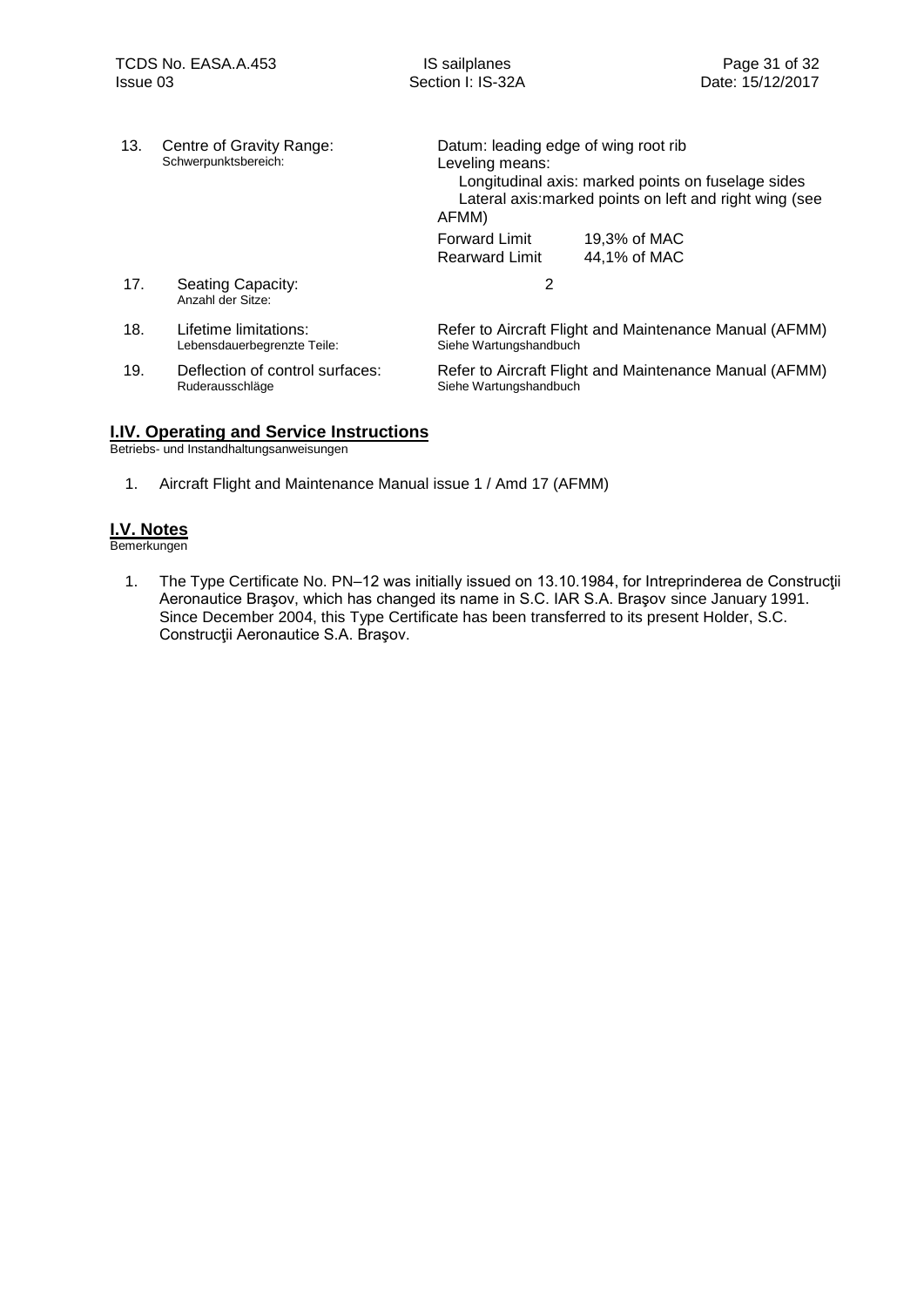| | | |
|---|---|---|
| 13. | Centre of Gravity Range:<br>Schwerpunktsbereich: | Datum: leading edge of wing root rib<br>Leveling means:<br>Longitudinal axis: marked points on fuselage sides<br>Lateral axis:marked points on left and right wing (see AFMM)<br>Forward Limit 19,3% of MAC<br>Rearward Limit 44,1% of MAC |
| 17. | Seating Capacity:<br>Anzahl der Sitze: | 2 |
| 18. | Lifetime limitations:<br>Lebensdauerbegrenzte Teile: | Refer to Aircraft Flight and Maintenance Manual (AFMM)<br>Siehe Wartungshandbuch |
| 19. | Deflection of control surfaces:<br>Ruderausschläge | Refer to Aircraft Flight and Maintenance Manual (AFMM)<br>Siehe Wartungshandbuch |

## I.IV. Operating and Service Instructions

Betriebs- und Instandhaltungsanweisungen

1. Aircraft Flight and Maintenance Manual issue 1 / Amd 17 (AFMM)

## I.V. Notes

Bemerkungen

1. The Type Certificate No. PN–12 was initially issued on 13.10.1984, for Intreprinderea de Construcţii Aeronautice Braşov, which has changed its name in S.C. IAR S.A. Braşov since January 1991. Since December 2004, this Type Certificate has been transferred to its present Holder, S.C. Construcţii Aeronautice S.A. Braşov.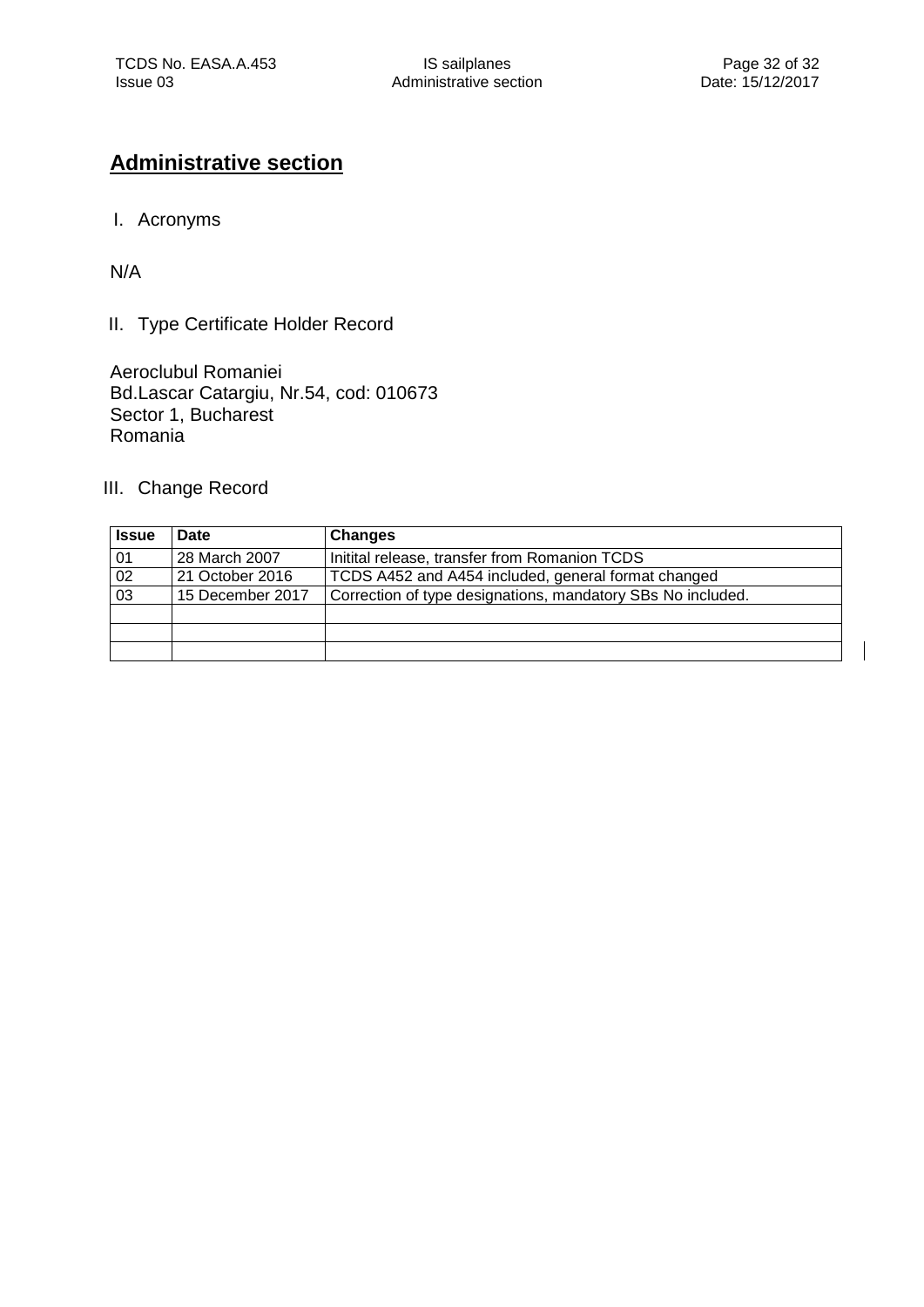# Administrative section

I. Acronyms

N/A

II. Type Certificate Holder Record

Aeroclubul Romaniei
Bd.Lascar Catargiu, Nr.54, cod: 010673
Sector 1, Bucharest
Romania

III. Change Record

| Issue | Date | Changes |
|---|---|---|
| 01 | 28 March 2007 | Initital release, transfer from Romanion TCDS |
| 02 | 21 October 2016 | TCDS A452 and A454 included, general format changed |
| 03 | 15 December 2017 | Correction of type designations, mandatory SBs No included. |
| | | |
| | | |
| | | |